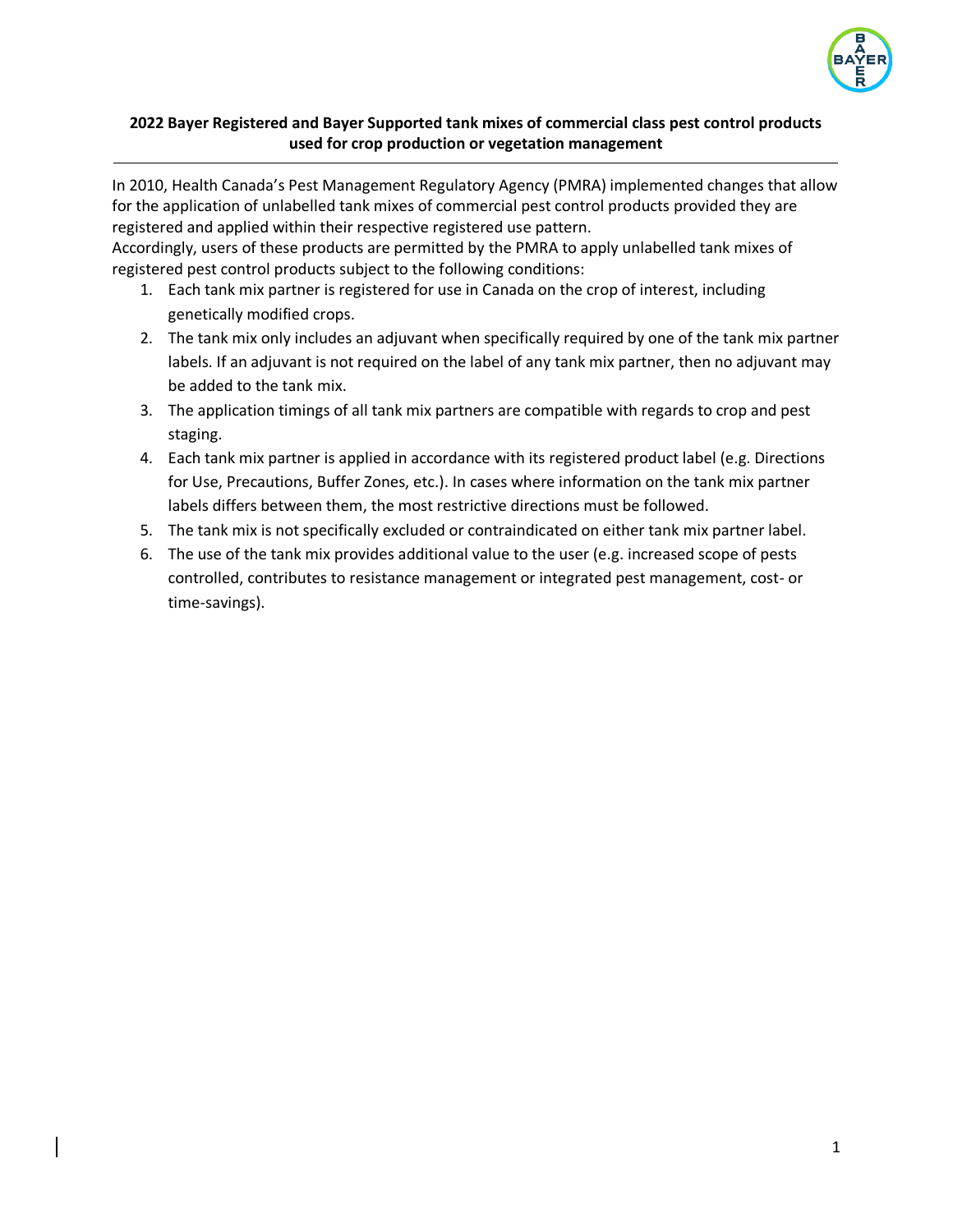**2022 Bayer Registered and Bayer Supported tank mixes of commercial class pest control products used for crop production or vegetation management**

---

In 2010, Health Canada's Pest Management Regulatory Agency (PMRA) implemented changes that allow for the application of unlabelled tank mixes of commercial pest control products provided they are registered and applied within their respective registered use pattern.

Accordingly, users of these products are permitted by the PMRA to apply unlabelled tank mixes of registered pest control products subject to the following conditions:

1. Each tank mix partner is registered for use in Canada on the crop of interest, including genetically modified crops.
2. The tank mix only includes an adjuvant when specifically required by one of the tank mix partner labels. If an adjuvant is not required on the label of any tank mix partner, then no adjuvant may be added to the tank mix.
3. The application timings of all tank mix partners are compatible with regards to crop and pest staging.
4. Each tank mix partner is applied in accordance with its registered product label (e.g. Directions for Use, Precautions, Buffer Zones, etc.). In cases where information on the tank mix partner labels differs between them, the most restrictive directions must be followed.
5. The tank mix is not specifically excluded or contraindicated on either tank mix partner label.
6. The use of the tank mix provides additional value to the user (e.g. increased scope of pests controlled, contributes to resistance management or integrated pest management, cost- or time-savings).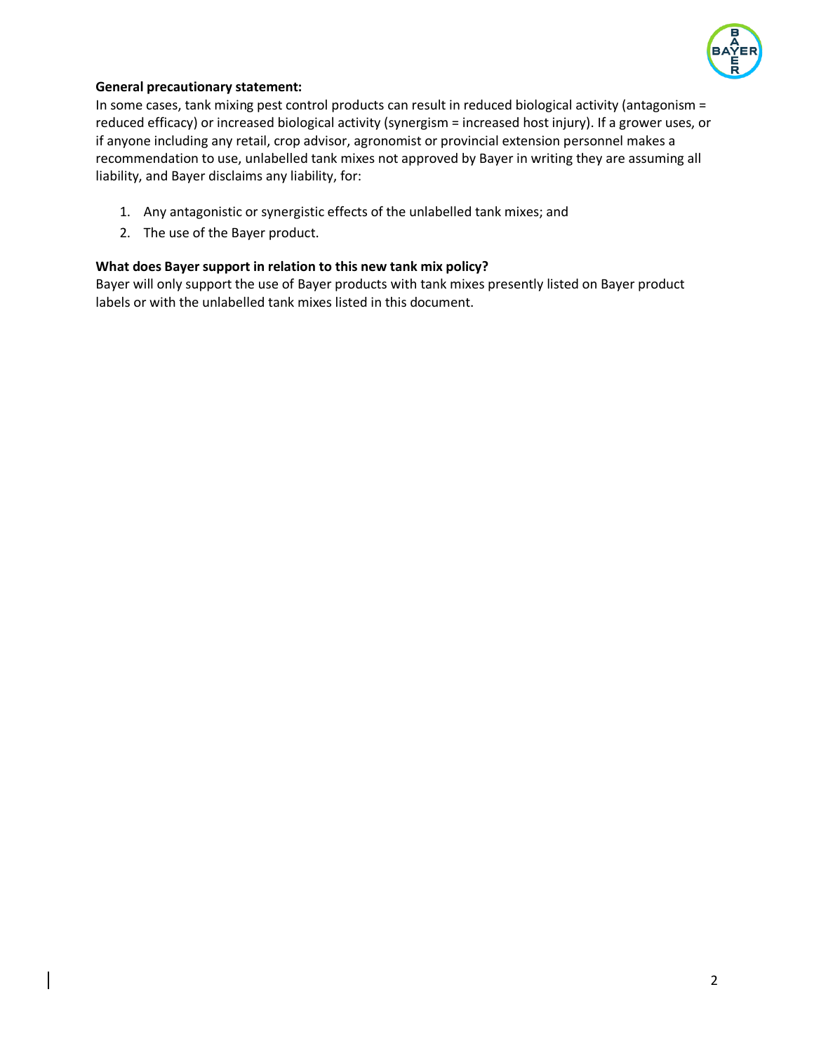**General precautionary statement:**

In some cases, tank mixing pest control products can result in reduced biological activity (antagonism = reduced efficacy) or increased biological activity (synergism = increased host injury). If a grower uses, or if anyone including any retail, crop advisor, agronomist or provincial extension personnel makes a recommendation to use, unlabelled tank mixes not approved by Bayer in writing they are assuming all liability, and Bayer disclaims any liability, for:

1. Any antagonistic or synergistic effects of the unlabelled tank mixes; and
2. The use of the Bayer product.

**What does Bayer support in relation to this new tank mix policy?**

Bayer will only support the use of Bayer products with tank mixes presently listed on Bayer product labels or with the unlabelled tank mixes listed in this document.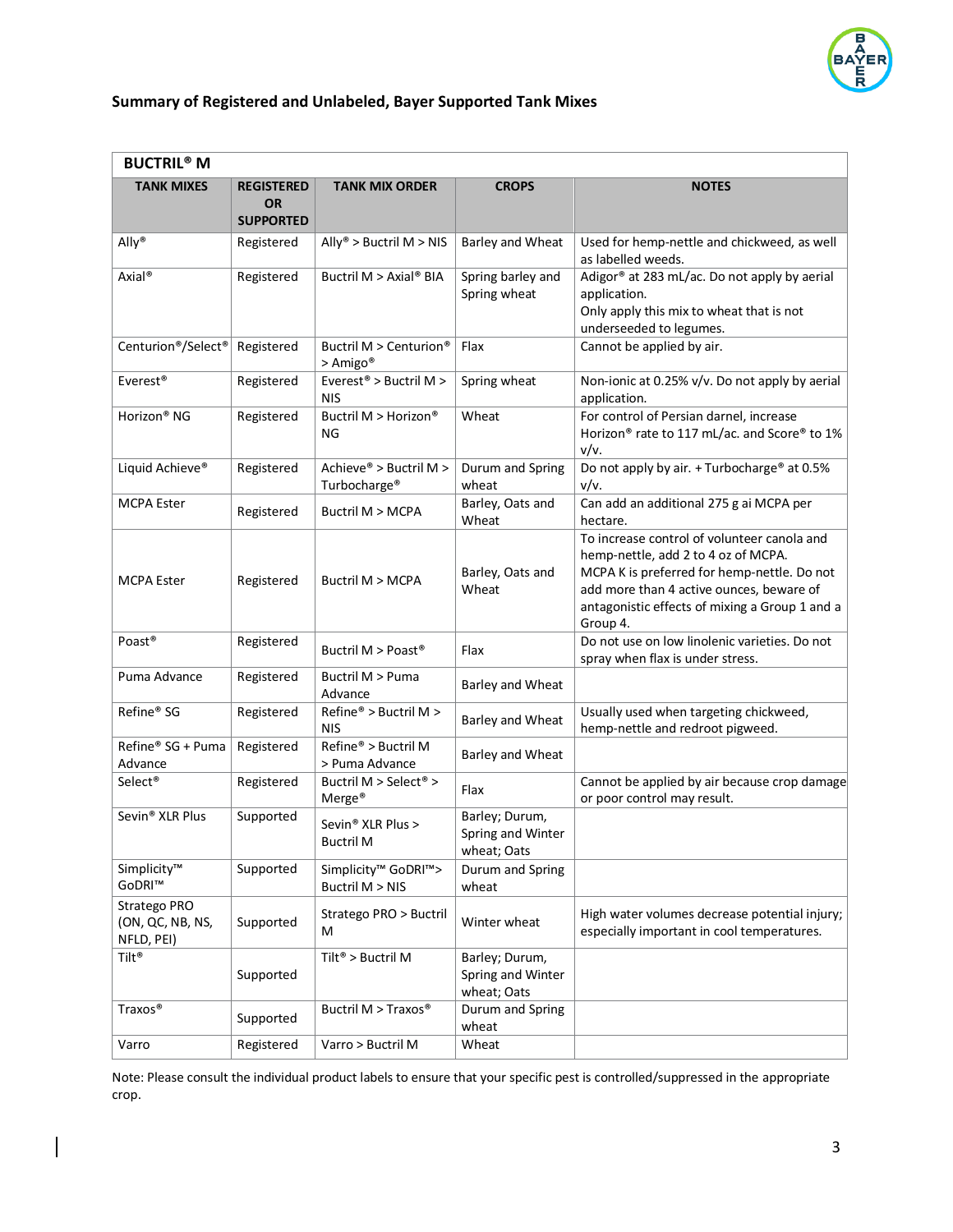## Summary of Registered and Unlabeled, Bayer Supported Tank Mixes

| BUCTRIL® M | | | | |
|---|---|---|---|---|
| **TANK MIXES** | **REGISTERED OR SUPPORTED** | **TANK MIX ORDER** | **CROPS** | **NOTES** |
| Ally® | Registered | Ally® > Buctril M > NIS | Barley and Wheat | Used for hemp-nettle and chickweed, as well as labelled weeds. |
| Axial® | Registered | Buctril M > Axial® BIA | Spring barley and Spring wheat | Adigor® at 283 mL/ac. Do not apply by aerial application. Only apply this mix to wheat that is not underseeded to legumes. |
| Centurion®/Select® | Registered | Buctril M > Centurion® > Amigo® | Flax | Cannot be applied by air. |
| Everest® | Registered | Everest® > Buctril M > NIS | Spring wheat | Non-ionic at 0.25% v/v. Do not apply by aerial application. |
| Horizon® NG | Registered | Buctril M > Horizon® NG | Wheat | For control of Persian darnel, increase Horizon® rate to 117 mL/ac. and Score® to 1% v/v. |
| Liquid Achieve® | Registered | Achieve® > Buctril M > Turbocharge® | Durum and Spring wheat | Do not apply by air. + Turbocharge® at 0.5% v/v. |
| MCPA Ester | Registered | Buctril M > MCPA | Barley, Oats and Wheat | Can add an additional 275 g ai MCPA per hectare. |
| MCPA Ester | Registered | Buctril M > MCPA | Barley, Oats and Wheat | To increase control of volunteer canola and hemp-nettle, add 2 to 4 oz of MCPA. MCPA K is preferred for hemp-nettle. Do not add more than 4 active ounces, beware of antagonistic effects of mixing a Group 1 and a Group 4. |
| Poast® | Registered | Buctril M > Poast® | Flax | Do not use on low linolenic varieties. Do not spray when flax is under stress. |
| Puma Advance | Registered | Buctril M > Puma Advance | Barley and Wheat | |
| Refine® SG | Registered | Refine® > Buctril M > NIS | Barley and Wheat | Usually used when targeting chickweed, hemp-nettle and redroot pigweed. |
| Refine® SG + Puma Advance | Registered | Refine® > Buctril M > Puma Advance | Barley and Wheat | |
| Select® | Registered | Buctril M > Select® > Merge® | Flax | Cannot be applied by air because crop damage or poor control may result. |
| Sevin® XLR Plus | Supported | Sevin® XLR Plus > Buctril M | Barley; Durum, Spring and Winter wheat; Oats | |
| Simplicity™ GoDRI™ | Supported | Simplicity™ GoDRI™> Buctril M > NIS | Durum and Spring wheat | |
| Stratego PRO (ON, QC, NB, NS, NFLD, PEI) | Supported | Stratego PRO > Buctril M | Winter wheat | High water volumes decrease potential injury; especially important in cool temperatures. |
| Tilt® | Supported | Tilt® > Buctril M | Barley; Durum, Spring and Winter wheat; Oats | |
| Traxos® | Supported | Buctril M > Traxos® | Durum and Spring wheat | |
| Varro | Registered | Varro > Buctril M | Wheat | |

Note: Please consult the individual product labels to ensure that your specific pest is controlled/suppressed in the appropriate crop.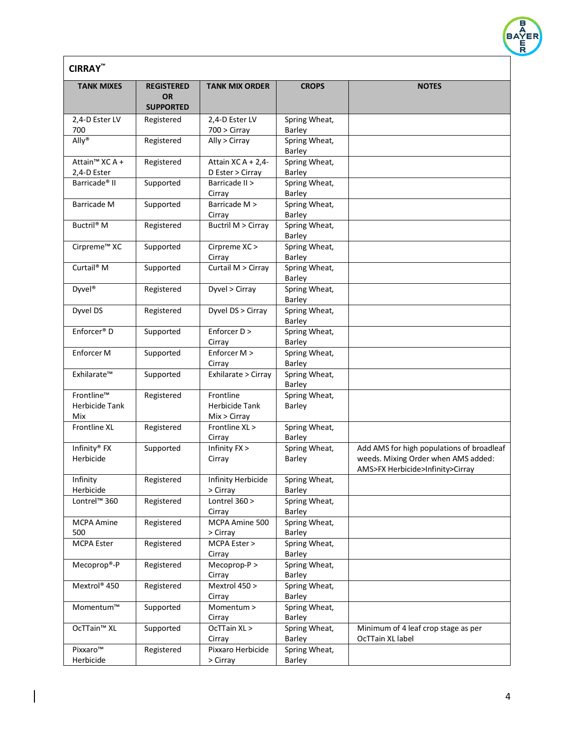## CIRRAY™

| TANK MIXES | REGISTERED OR SUPPORTED | TANK MIX ORDER | CROPS | NOTES |
|---|---|---|---|---|
| 2,4-D Ester LV 700 | Registered | 2,4-D Ester LV 700 > Cirray | Spring Wheat, Barley | |
| Ally® | Registered | Ally > Cirray | Spring Wheat, Barley | |
| Attain™ XC A + 2,4-D Ester | Registered | Attain XC A + 2,4-D Ester > Cirray | Spring Wheat, Barley | |
| Barricade® II | Supported | Barricade II > Cirray | Spring Wheat, Barley | |
| Barricade M | Supported | Barricade M > Cirray | Spring Wheat, Barley | |
| Buctril® M | Registered | Buctril M > Cirray | Spring Wheat, Barley | |
| Cirpreme™ XC | Supported | Cirpreme XC > Cirray | Spring Wheat, Barley | |
| Curtail® M | Supported | Curtail M > Cirray | Spring Wheat, Barley | |
| Dyvel® | Registered | Dyvel > Cirray | Spring Wheat, Barley | |
| Dyvel DS | Registered | Dyvel DS > Cirray | Spring Wheat, Barley | |
| Enforcer® D | Supported | Enforcer D > Cirray | Spring Wheat, Barley | |
| Enforcer M | Supported | Enforcer M > Cirray | Spring Wheat, Barley | |
| Exhilarate™ | Supported | Exhilarate > Cirray | Spring Wheat, Barley | |
| Frontline™ Herbicide Tank Mix | Registered | Frontline Herbicide Tank Mix > Cirray | Spring Wheat, Barley | |
| Frontline XL | Registered | Frontline XL > Cirray | Spring Wheat, Barley | |
| Infinity® FX Herbicide | Supported | Infinity FX > Cirray | Spring Wheat, Barley | Add AMS for high populations of broadleaf weeds. Mixing Order when AMS added: AMS>FX Herbicide>Infinity>Cirray |
| Infinity Herbicide | Registered | Infinity Herbicide > Cirray | Spring Wheat, Barley | |
| Lontrel™ 360 | Registered | Lontrel 360 > Cirray | Spring Wheat, Barley | |
| MCPA Amine 500 | Registered | MCPA Amine 500 > Cirray | Spring Wheat, Barley | |
| MCPA Ester | Registered | MCPA Ester > Cirray | Spring Wheat, Barley | |
| Mecoprop®-P | Registered | Mecoprop-P > Cirray | Spring Wheat, Barley | |
| Mextrol® 450 | Registered | Mextrol 450 > Cirray | Spring Wheat, Barley | |
| Momentum™ | Supported | Momentum > Cirray | Spring Wheat, Barley | |
| OcTTain™ XL | Supported | OcTTain XL > Cirray | Spring Wheat, Barley | Minimum of 4 leaf crop stage as per OcTTain XL label |
| Pixxaro™ Herbicide | Registered | Pixxaro Herbicide > Cirray | Spring Wheat, Barley | |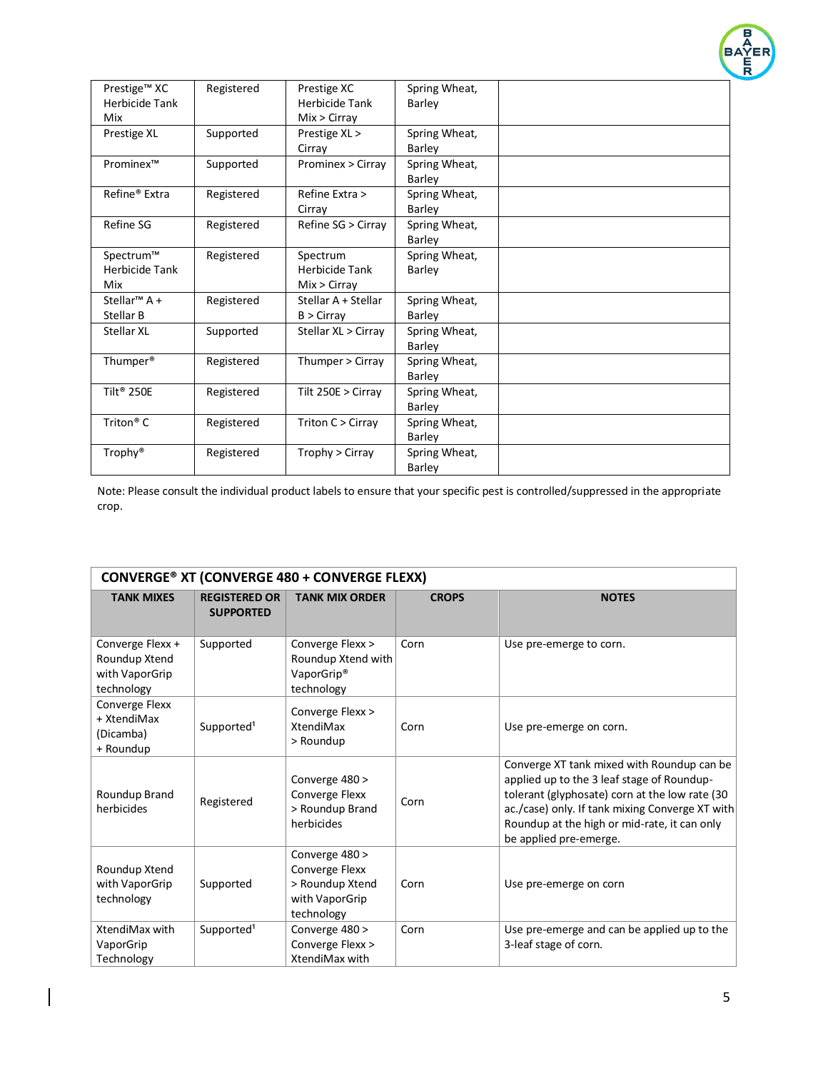| | | | | |
|---|---|---|---|---|
| Prestige™ XC Herbicide Tank Mix | Registered | Prestige XC Herbicide Tank Mix > Cirray | Spring Wheat, Barley | |
| Prestige XL | Supported | Prestige XL > Cirray | Spring Wheat, Barley | |
| Prominex™ | Supported | Prominex > Cirray | Spring Wheat, Barley | |
| Refine® Extra | Registered | Refine Extra > Cirray | Spring Wheat, Barley | |
| Refine SG | Registered | Refine SG > Cirray | Spring Wheat, Barley | |
| Spectrum™ Herbicide Tank Mix | Registered | Spectrum Herbicide Tank Mix > Cirray | Spring Wheat, Barley | |
| Stellar™ A + Stellar B | Registered | Stellar A + Stellar B > Cirray | Spring Wheat, Barley | |
| Stellar XL | Supported | Stellar XL > Cirray | Spring Wheat, Barley | |
| Thumper® | Registered | Thumper > Cirray | Spring Wheat, Barley | |
| Tilt® 250E | Registered | Tilt 250E > Cirray | Spring Wheat, Barley | |
| Triton® C | Registered | Triton C > Cirray | Spring Wheat, Barley | |
| Trophy® | Registered | Trophy > Cirray | Spring Wheat, Barley | |

Note: Please consult the individual product labels to ensure that your specific pest is controlled/suppressed in the appropriate crop.

| **CONVERGE® XT (CONVERGE 480 + CONVERGE FLEXX)** | | | | |
|---|---|---|---|---|
| **TANK MIXES** | **REGISTERED OR SUPPORTED** | **TANK MIX ORDER** | **CROPS** | **NOTES** |
| Converge Flexx + Roundup Xtend with VaporGrip technology | Supported | Converge Flexx > Roundup Xtend with VaporGrip® technology | Corn | Use pre-emerge to corn. |
| Converge Flexx + XtendiMax (Dicamba) + Roundup | Supported[1] | Converge Flexx > XtendiMax > Roundup | Corn | Use pre-emerge on corn. |
| Roundup Brand herbicides | Registered | Converge 480 > Converge Flexx > Roundup Brand herbicides | Corn | Converge XT tank mixed with Roundup can be applied up to the 3 leaf stage of Roundup-tolerant (glyphosate) corn at the low rate (30 ac./case) only. If tank mixing Converge XT with Roundup at the high or mid-rate, it can only be applied pre-emerge. |
| Roundup Xtend with VaporGrip technology | Supported | Converge 480 > Converge Flexx > Roundup Xtend with VaporGrip technology | Corn | Use pre-emerge on corn |
| XtendiMax with VaporGrip Technology | Supported[1] | Converge 480 > Converge Flexx > XtendiMax with | Corn | Use pre-emerge and can be applied up to the 3-leaf stage of corn. |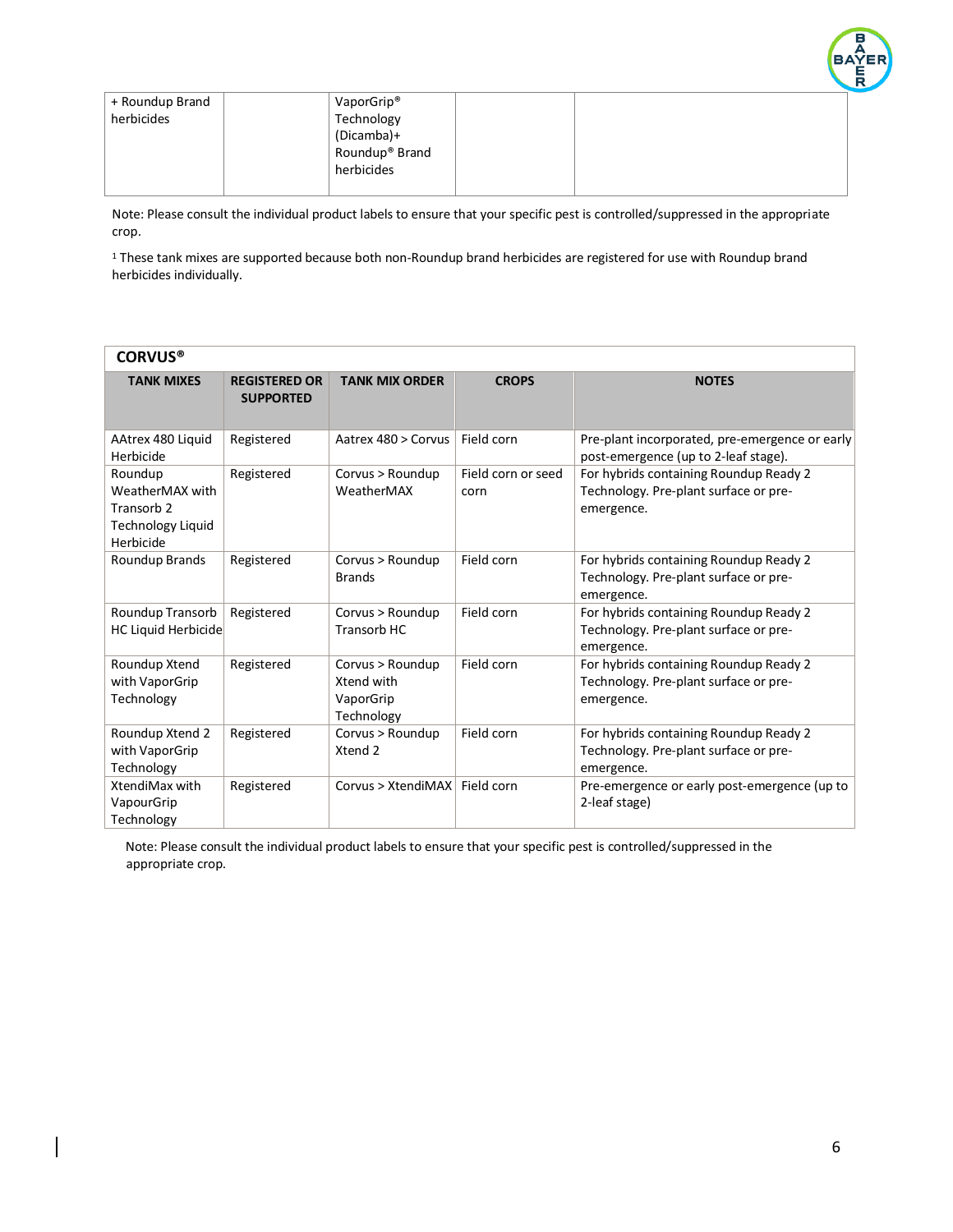| | | | | |
|---|---|---|---|---|
| + Roundup Brand herbicides | | VaporGrip® Technology (Dicamba)+ Roundup® Brand herbicides | | |

Note: Please consult the individual product labels to ensure that your specific pest is controlled/suppressed in the appropriate crop.

[1] These tank mixes are supported because both non-Roundup brand herbicides are registered for use with Roundup brand herbicides individually.

**CORVUS®**

| TANK MIXES | REGISTERED OR SUPPORTED | TANK MIX ORDER | CROPS | NOTES |
|---|---|---|---|---|
| AAtrex 480 Liquid Herbicide | Registered | Aatrex 480 > Corvus | Field corn | Pre-plant incorporated, pre-emergence or early post-emergence (up to 2-leaf stage). |
| Roundup WeatherMAX with Transorb 2 Technology Liquid Herbicide | Registered | Corvus > Roundup WeatherMAX | Field corn or seed corn | For hybrids containing Roundup Ready 2 Technology. Pre-plant surface or pre-emergence. |
| Roundup Brands | Registered | Corvus > Roundup Brands | Field corn | For hybrids containing Roundup Ready 2 Technology. Pre-plant surface or pre-emergence. |
| Roundup Transorb HC Liquid Herbicide | Registered | Corvus > Roundup Transorb HC | Field corn | For hybrids containing Roundup Ready 2 Technology. Pre-plant surface or pre-emergence. |
| Roundup Xtend with VaporGrip Technology | Registered | Corvus > Roundup Xtend with VaporGrip Technology | Field corn | For hybrids containing Roundup Ready 2 Technology. Pre-plant surface or pre-emergence. |
| Roundup Xtend 2 with VaporGrip Technology | Registered | Corvus > Roundup Xtend 2 | Field corn | For hybrids containing Roundup Ready 2 Technology. Pre-plant surface or pre-emergence. |
| XtendiMax with VapourGrip Technology | Registered | Corvus > XtendiMAX | Field corn | Pre-emergence or early post-emergence (up to 2-leaf stage) |

Note: Please consult the individual product labels to ensure that your specific pest is controlled/suppressed in the appropriate crop.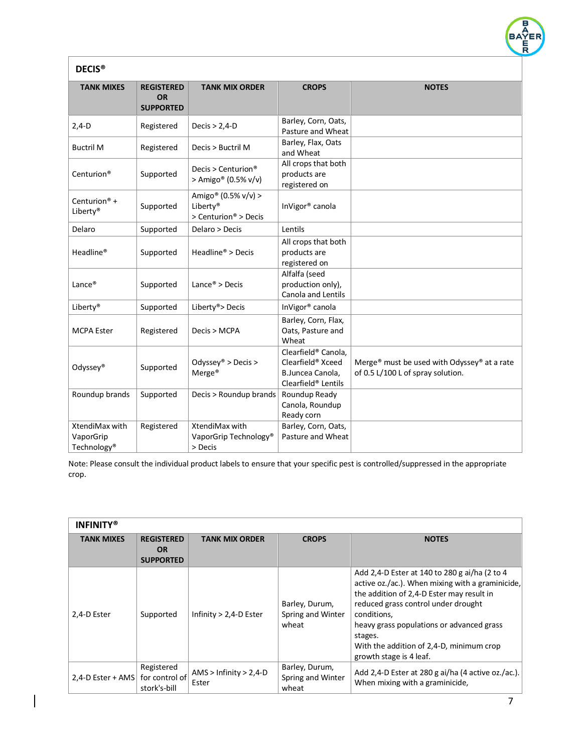## DECIS®

| TANK MIXES | REGISTERED OR SUPPORTED | TANK MIX ORDER | CROPS | NOTES |
|---|---|---|---|---|
| 2,4-D | Registered | Decis > 2,4-D | Barley, Corn, Oats, Pasture and Wheat | |
| Buctril M | Registered | Decis > Buctril M | Barley, Flax, Oats and Wheat | |
| Centurion® | Supported | Decis > Centurion® > Amigo® (0.5% v/v) | All crops that both products are registered on | |
| Centurion® + Liberty® | Supported | Amigo® (0.5% v/v) > Liberty® > Centurion® > Decis | InVigor® canola | |
| Delaro | Supported | Delaro > Decis | Lentils | |
| Headline® | Supported | Headline® > Decis | All crops that both products are registered on | |
| Lance® | Supported | Lance® > Decis | Alfalfa (seed production only), Canola and Lentils | |
| Liberty® | Supported | Liberty®> Decis | InVigor® canola | |
| MCPA Ester | Registered | Decis > MCPA | Barley, Corn, Flax, Oats, Pasture and Wheat | |
| Odyssey® | Supported | Odyssey® > Decis > Merge® | Clearfield® Canola, Clearfield® Xceed B.Juncea Canola, Clearfield® Lentils | Merge® must be used with Odyssey® at a rate of 0.5 L/100 L of spray solution. |
| Roundup brands | Supported | Decis > Roundup brands | Roundup Ready Canola, Roundup Ready corn | |
| XtendiMax with VaporGrip Technology® | Registered | XtendiMax with VaporGrip Technology® > Decis | Barley, Corn, Oats, Pasture and Wheat | |

Note: Please consult the individual product labels to ensure that your specific pest is controlled/suppressed in the appropriate crop.

## INFINITY®

| TANK MIXES | REGISTERED OR SUPPORTED | TANK MIX ORDER | CROPS | NOTES |
|---|---|---|---|---|
| 2,4-D Ester | Supported | Infinity > 2,4-D Ester | Barley, Durum, Spring and Winter wheat | Add 2,4-D Ester at 140 to 280 g ai/ha (2 to 4 active oz./ac.). When mixing with a graminicide, the addition of 2,4-D Ester may result in reduced grass control under drought conditions, heavy grass populations or advanced grass stages. With the addition of 2,4-D, minimum crop growth stage is 4 leaf. |
| 2,4-D Ester + AMS | Registered for control of stork's-bill | AMS > Infinity > 2,4-D Ester | Barley, Durum, Spring and Winter wheat | Add 2,4-D Ester at 280 g ai/ha (4 active oz./ac.). When mixing with a graminicide, |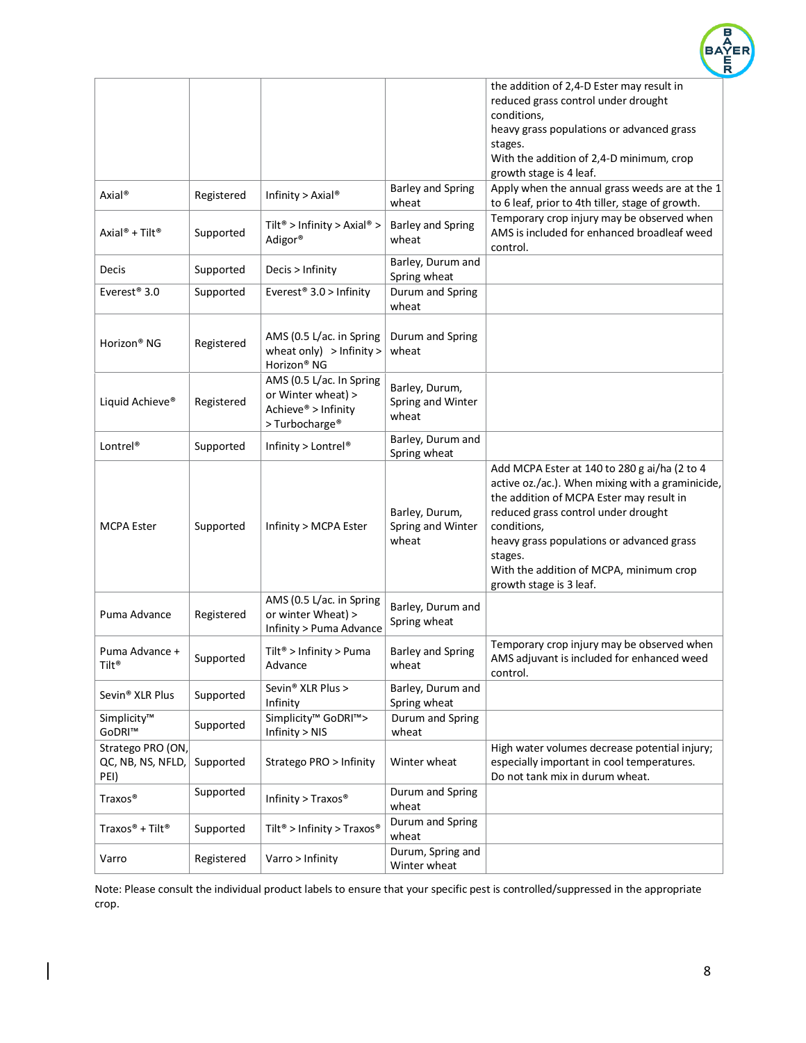| | | | | |
|---|---|---|---|---|
| | | | | the addition of 2,4-D Ester may result in reduced grass control under drought conditions, heavy grass populations or advanced grass stages. With the addition of 2,4-D minimum, crop growth stage is 4 leaf. |
| Axial® | Registered | Infinity > Axial® | Barley and Spring wheat | Apply when the annual grass weeds are at the 1 to 6 leaf, prior to 4th tiller, stage of growth. |
| Axial® + Tilt® | Supported | Tilt® > Infinity > Axial® > Adigor® | Barley and Spring wheat | Temporary crop injury may be observed when AMS is included for enhanced broadleaf weed control. |
| Decis | Supported | Decis > Infinity | Barley, Durum and Spring wheat | |
| Everest® 3.0 | Supported | Everest® 3.0 > Infinity | Durum and Spring wheat | |
| Horizon® NG | Registered | AMS (0.5 L/ac. in Spring wheat only) > Infinity > Horizon® NG | Durum and Spring wheat | |
| Liquid Achieve® | Registered | AMS (0.5 L/ac. In Spring or Winter wheat) > Achieve® > Infinity > Turbocharge® | Barley, Durum, Spring and Winter wheat | |
| Lontrel® | Supported | Infinity > Lontrel® | Barley, Durum and Spring wheat | |
| MCPA Ester | Supported | Infinity > MCPA Ester | Barley, Durum, Spring and Winter wheat | Add MCPA Ester at 140 to 280 g ai/ha (2 to 4 active oz./ac.). When mixing with a graminicide, the addition of MCPA Ester may result in reduced grass control under drought conditions, heavy grass populations or advanced grass stages. With the addition of MCPA, minimum crop growth stage is 3 leaf. |
| Puma Advance | Registered | AMS (0.5 L/ac. in Spring or winter Wheat) > Infinity > Puma Advance | Barley, Durum and Spring wheat | |
| Puma Advance + Tilt® | Supported | Tilt® > Infinity > Puma Advance | Barley and Spring wheat | Temporary crop injury may be observed when AMS adjuvant is included for enhanced weed control. |
| Sevin® XLR Plus | Supported | Sevin® XLR Plus > Infinity | Barley, Durum and Spring wheat | |
| Simplicity™ GoDRI™ | Supported | Simplicity™ GoDRI™> Infinity > NIS | Durum and Spring wheat | |
| Stratego PRO (ON, QC, NB, NS, NFLD, PEI) | Supported | Stratego PRO > Infinity | Winter wheat | High water volumes decrease potential injury; especially important in cool temperatures. Do not tank mix in durum wheat. |
| Traxos® | Supported | Infinity > Traxos® | Durum and Spring wheat | |
| Traxos® + Tilt® | Supported | Tilt® > Infinity > Traxos® | Durum and Spring wheat | |
| Varro | Registered | Varro > Infinity | Durum, Spring and Winter wheat | |

Note: Please consult the individual product labels to ensure that your specific pest is controlled/suppressed in the appropriate crop.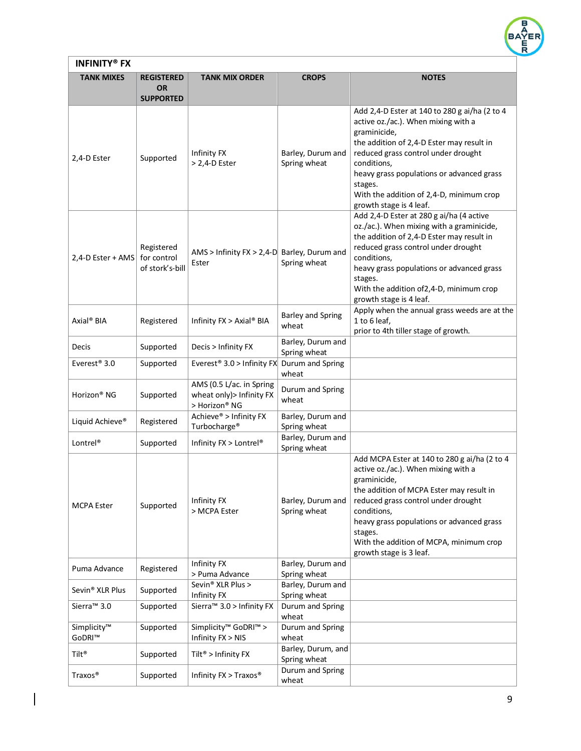## INFINITY® FX

| TANK MIXES | REGISTERED OR SUPPORTED | TANK MIX ORDER | CROPS | NOTES |
|---|---|---|---|---|
| 2,4-D Ester | Supported | Infinity FX > 2,4-D Ester | Barley, Durum and Spring wheat | Add 2,4-D Ester at 140 to 280 g ai/ha (2 to 4 active oz./ac.). When mixing with a graminicide, the addition of 2,4-D Ester may result in reduced grass control under drought conditions, heavy grass populations or advanced grass stages. With the addition of 2,4-D, minimum crop growth stage is 4 leaf. |
| 2,4-D Ester + AMS | Registered for control of stork's-bill | AMS > Infinity FX > 2,4-D Ester | Barley, Durum and Spring wheat | Add 2,4-D Ester at 280 g ai/ha (4 active oz./ac.). When mixing with a graminicide, the addition of 2,4-D Ester may result in reduced grass control under drought conditions, heavy grass populations or advanced grass stages. With the addition of2,4-D, minimum crop growth stage is 4 leaf. |
| Axial® BIA | Registered | Infinity FX > Axial® BIA | Barley and Spring wheat | Apply when the annual grass weeds are at the 1 to 6 leaf, prior to 4th tiller stage of growth. |
| Decis | Supported | Decis > Infinity FX | Barley, Durum and Spring wheat | |
| Everest® 3.0 | Supported | Everest® 3.0 > Infinity FX | Durum and Spring wheat | |
| Horizon® NG | Supported | AMS (0.5 L/ac. in Spring wheat only)> Infinity FX > Horizon® NG | Durum and Spring wheat | |
| Liquid Achieve® | Registered | Achieve® > Infinity FX Turbocharge® | Barley, Durum and Spring wheat | |
| Lontrel® | Supported | Infinity FX > Lontrel® | Barley, Durum and Spring wheat | |
| MCPA Ester | Supported | Infinity FX > MCPA Ester | Barley, Durum and Spring wheat | Add MCPA Ester at 140 to 280 g ai/ha (2 to 4 active oz./ac.). When mixing with a graminicide, the addition of MCPA Ester may result in reduced grass control under drought conditions, heavy grass populations or advanced grass stages. With the addition of MCPA, minimum crop growth stage is 3 leaf. |
| Puma Advance | Registered | Infinity FX > Puma Advance | Barley, Durum and Spring wheat | |
| Sevin® XLR Plus | Supported | Sevin® XLR Plus > Infinity FX | Barley, Durum and Spring wheat | |
| Sierra™ 3.0 | Supported | Sierra™ 3.0 > Infinity FX | Durum and Spring wheat | |
| Simplicity™ GoDRI™ | Supported | Simplicity™ GoDRI™ > Infinity FX > NIS | Durum and Spring wheat | |
| Tilt® | Supported | Tilt® > Infinity FX | Barley, Durum, and Spring wheat | |
| Traxos® | Supported | Infinity FX > Traxos® | Durum and Spring wheat | |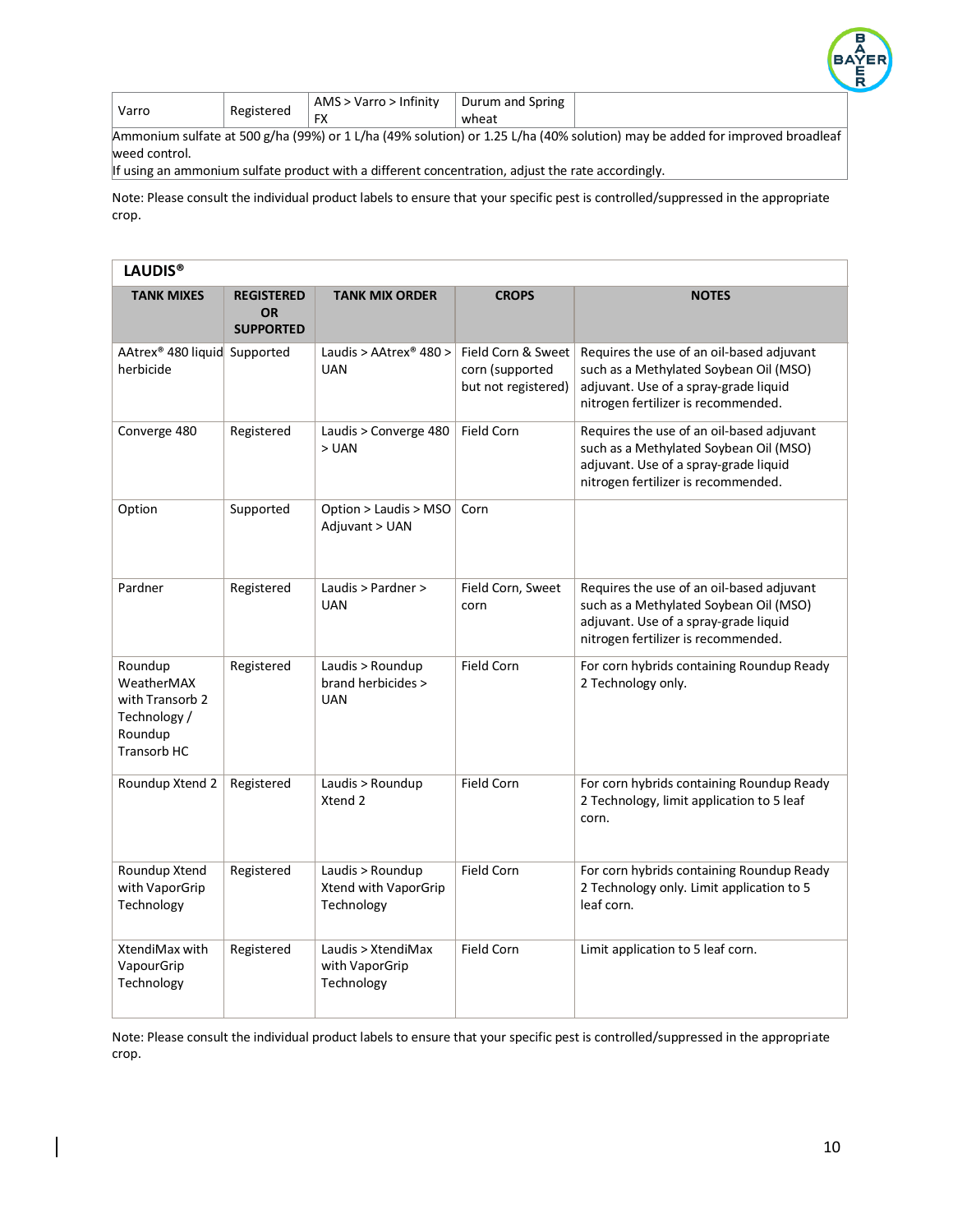| Varro | Registered | AMS > Varro > Infinity FX | Durum and Spring wheat | |
|---|---|---|---|---|
| Ammonium sulfate at 500 g/ha (99%) or 1 L/ha (49% solution) or 1.25 L/ha (40% solution) may be added for improved broadleaf weed control. If using an ammonium sulfate product with a different concentration, adjust the rate accordingly. | | | | |

Note: Please consult the individual product labels to ensure that your specific pest is controlled/suppressed in the appropriate crop.

**LAUDIS®**

| TANK MIXES | REGISTERED OR SUPPORTED | TANK MIX ORDER | CROPS | NOTES |
|---|---|---|---|---|
| AAtrex® 480 liquid herbicide | Supported | Laudis > AAtrex® 480 > UAN | Field Corn & Sweet corn (supported but not registered) | Requires the use of an oil-based adjuvant such as a Methylated Soybean Oil (MSO) adjuvant. Use of a spray-grade liquid nitrogen fertilizer is recommended. |
| Converge 480 | Registered | Laudis > Converge 480 > UAN | Field Corn | Requires the use of an oil-based adjuvant such as a Methylated Soybean Oil (MSO) adjuvant. Use of a spray-grade liquid nitrogen fertilizer is recommended. |
| Option | Supported | Option > Laudis > MSO Adjuvant > UAN | Corn | |
| Pardner | Registered | Laudis > Pardner > UAN | Field Corn, Sweet corn | Requires the use of an oil-based adjuvant such as a Methylated Soybean Oil (MSO) adjuvant. Use of a spray-grade liquid nitrogen fertilizer is recommended. |
| Roundup WeatherMAX with Transorb 2 Technology / Roundup Transorb HC | Registered | Laudis > Roundup brand herbicides > UAN | Field Corn | For corn hybrids containing Roundup Ready 2 Technology only. |
| Roundup Xtend 2 | Registered | Laudis > Roundup Xtend 2 | Field Corn | For corn hybrids containing Roundup Ready 2 Technology, limit application to 5 leaf corn. |
| Roundup Xtend with VaporGrip Technology | Registered | Laudis > Roundup Xtend with VaporGrip Technology | Field Corn | For corn hybrids containing Roundup Ready 2 Technology only. Limit application to 5 leaf corn. |
| XtendiMax with VapourGrip Technology | Registered | Laudis > XtendiMax with VaporGrip Technology | Field Corn | Limit application to 5 leaf corn. |

Note: Please consult the individual product labels to ensure that your specific pest is controlled/suppressed in the appropriate crop.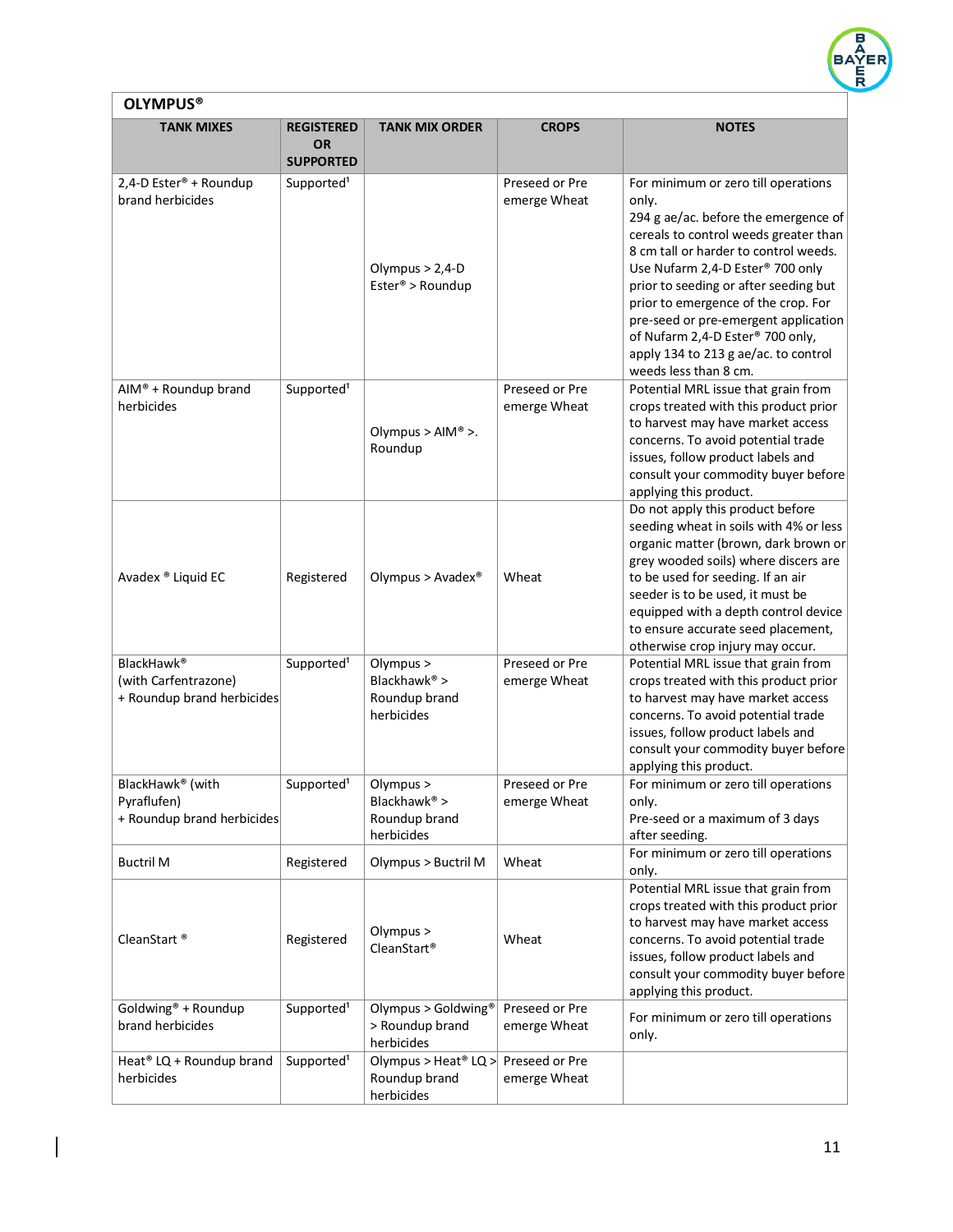**OLYMPUS®**

| TANK MIXES | REGISTERED OR SUPPORTED | TANK MIX ORDER | CROPS | NOTES |
|---|---|---|---|---|
| 2,4-D Ester® + Roundup brand herbicides | Supported[1] | Olympus > 2,4-D Ester® > Roundup | Preseed or Pre emerge Wheat | For minimum or zero till operations only. 294 g ae/ac. before the emergence of cereals to control weeds greater than 8 cm tall or harder to control weeds. Use Nufarm 2,4-D Ester® 700 only prior to seeding or after seeding but prior to emergence of the crop. For pre-seed or pre-emergent application of Nufarm 2,4-D Ester® 700 only, apply 134 to 213 g ae/ac. to control weeds less than 8 cm. |
| AIM® + Roundup brand herbicides | Supported[1] | Olympus > AIM® >. Roundup | Preseed or Pre emerge Wheat | Potential MRL issue that grain from crops treated with this product prior to harvest may have market access concerns. To avoid potential trade issues, follow product labels and consult your commodity buyer before applying this product. |
| Avadex ® Liquid EC | Registered | Olympus > Avadex® | Wheat | Do not apply this product before seeding wheat in soils with 4% or less organic matter (brown, dark brown or grey wooded soils) where discers are to be used for seeding. If an air seeder is to be used, it must be equipped with a depth control device to ensure accurate seed placement, otherwise crop injury may occur. |
| BlackHawk® (with Carfentrazone) + Roundup brand herbicides | Supported[1] | Olympus > Blackhawk® > Roundup brand herbicides | Preseed or Pre emerge Wheat | Potential MRL issue that grain from crops treated with this product prior to harvest may have market access concerns. To avoid potential trade issues, follow product labels and consult your commodity buyer before applying this product. |
| BlackHawk® (with Pyraflufen) + Roundup brand herbicides | Supported[1] | Olympus > Blackhawk® > Roundup brand herbicides | Preseed or Pre emerge Wheat | For minimum or zero till operations only. Pre-seed or a maximum of 3 days after seeding. |
| Buctril M | Registered | Olympus > Buctril M | Wheat | For minimum or zero till operations only. |
| CleanStart ® | Registered | Olympus > CleanStart® | Wheat | Potential MRL issue that grain from crops treated with this product prior to harvest may have market access concerns. To avoid potential trade issues, follow product labels and consult your commodity buyer before applying this product. |
| Goldwing® + Roundup brand herbicides | Supported[1] | Olympus > Goldwing® > Roundup brand herbicides | Preseed or Pre emerge Wheat | For minimum or zero till operations only. |
| Heat® LQ + Roundup brand herbicides | Supported[1] | Olympus > Heat® LQ > Roundup brand herbicides | Preseed or Pre emerge Wheat | |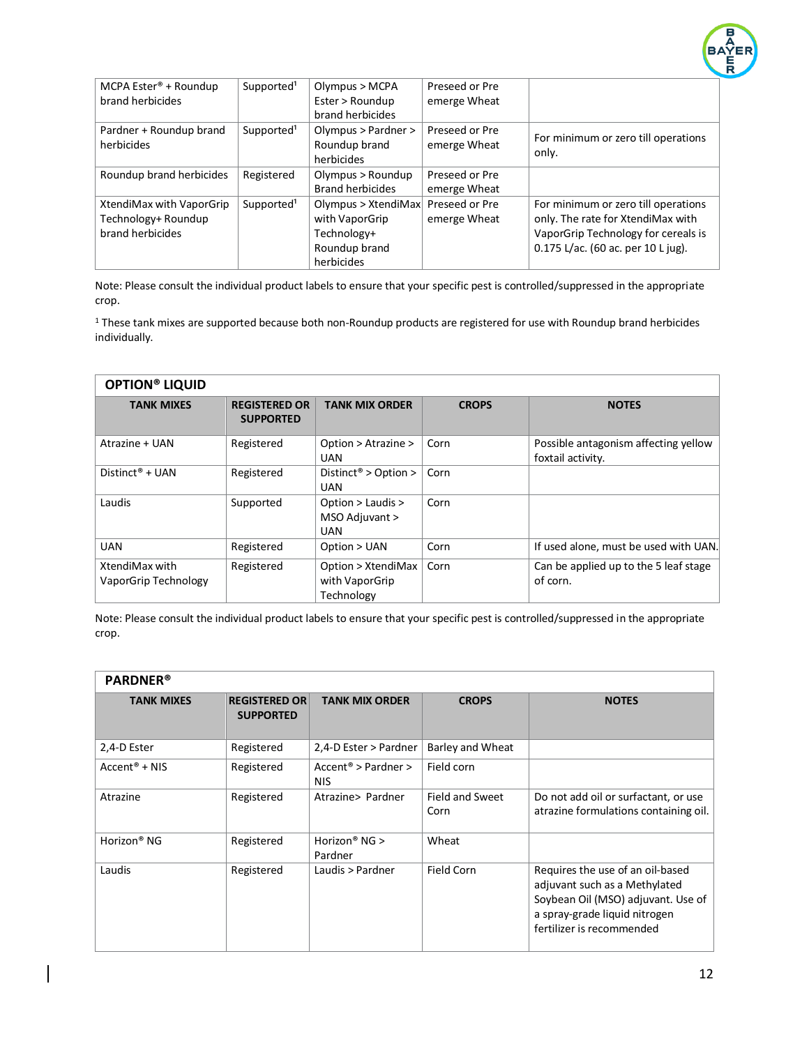| | | | | |
|---|---|---|---|---|
| MCPA Ester® + Roundup brand herbicides | Supported[1] | Olympus > MCPA Ester > Roundup brand herbicides | Preseed or Pre emerge Wheat | |
| Pardner + Roundup brand herbicides | Supported[1] | Olympus > Pardner > Roundup brand herbicides | Preseed or Pre emerge Wheat | For minimum or zero till operations only. |
| Roundup brand herbicides | Registered | Olympus > Roundup Brand herbicides | Preseed or Pre emerge Wheat | |
| XtendiMax with VaporGrip Technology+ Roundup brand herbicides | Supported[1] | Olympus > XtendiMax with VaporGrip Technology+ Roundup brand herbicides | Preseed or Pre emerge Wheat | For minimum or zero till operations only. The rate for XtendiMax with VaporGrip Technology for cereals is 0.175 L/ac. (60 ac. per 10 L jug). |

Note: Please consult the individual product labels to ensure that your specific pest is controlled/suppressed in the appropriate crop.

[1] These tank mixes are supported because both non-Roundup products are registered for use with Roundup brand herbicides individually.

## OPTION® LIQUID

| TANK MIXES | REGISTERED OR SUPPORTED | TANK MIX ORDER | CROPS | NOTES |
|---|---|---|---|---|
| Atrazine + UAN | Registered | Option > Atrazine > UAN | Corn | Possible antagonism affecting yellow foxtail activity. |
| Distinct® + UAN | Registered | Distinct® > Option > UAN | Corn | |
| Laudis | Supported | Option > Laudis > MSO Adjuvant > UAN | Corn | |
| UAN | Registered | Option > UAN | Corn | If used alone, must be used with UAN. |
| XtendiMax with VaporGrip Technology | Registered | Option > XtendiMax with VaporGrip Technology | Corn | Can be applied up to the 5 leaf stage of corn. |

Note: Please consult the individual product labels to ensure that your specific pest is controlled/suppressed in the appropriate crop.

## PARDNER®

| TANK MIXES | REGISTERED OR SUPPORTED | TANK MIX ORDER | CROPS | NOTES |
|---|---|---|---|---|
| 2,4-D Ester | Registered | 2,4-D Ester > Pardner | Barley and Wheat | |
| Accent® + NIS | Registered | Accent® > Pardner > NIS | Field corn | |
| Atrazine | Registered | Atrazine> Pardner | Field and Sweet Corn | Do not add oil or surfactant, or use atrazine formulations containing oil. |
| Horizon® NG | Registered | Horizon® NG > Pardner | Wheat | |
| Laudis | Registered | Laudis > Pardner | Field Corn | Requires the use of an oil-based adjuvant such as a Methylated Soybean Oil (MSO) adjuvant. Use of a spray-grade liquid nitrogen fertilizer is recommended |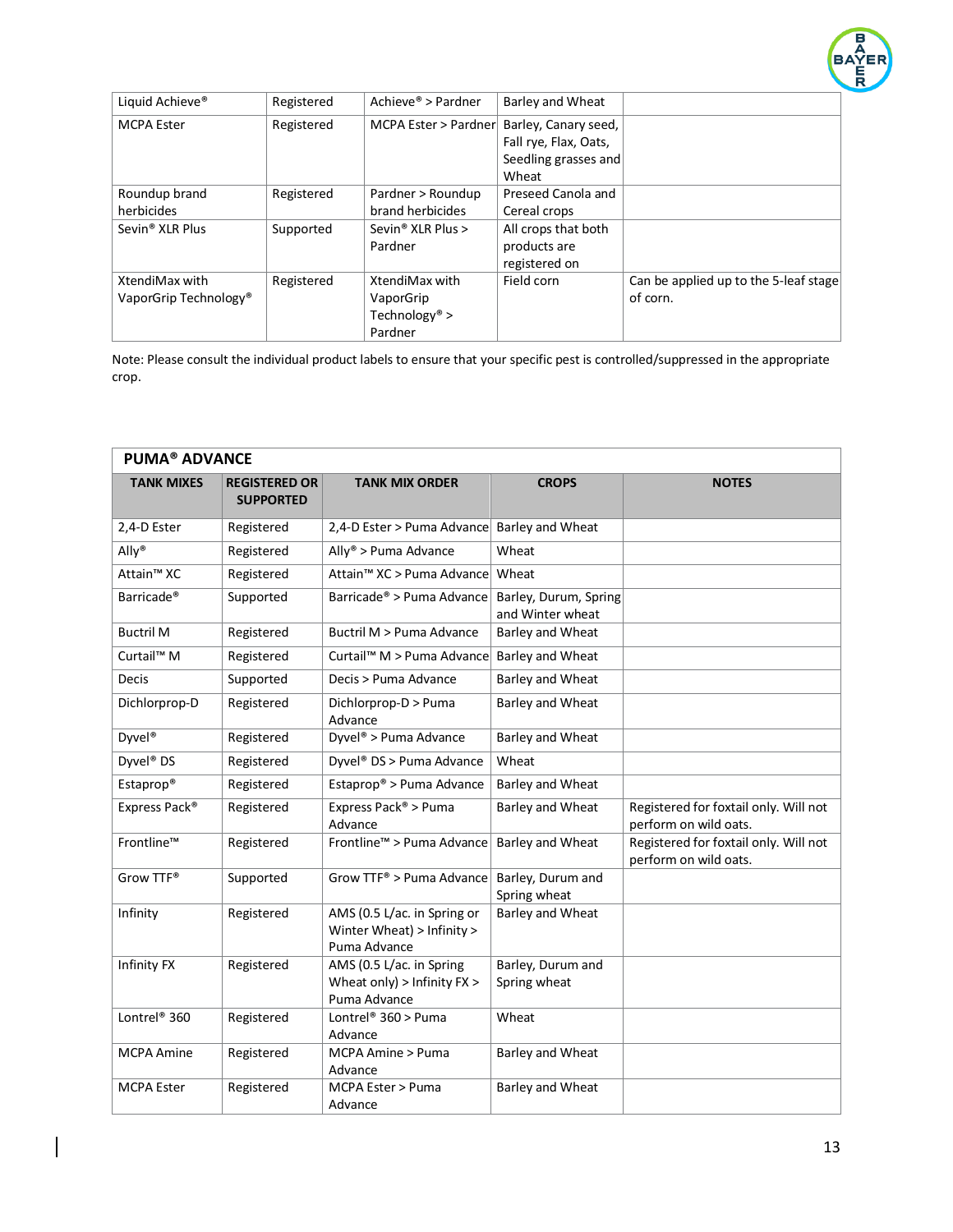| | | | | |
|---|---|---|---|---|
| Liquid Achieve® | Registered | Achieve® > Pardner | Barley and Wheat | |
| MCPA Ester | Registered | MCPA Ester > Pardner | Barley, Canary seed, Fall rye, Flax, Oats, Seedling grasses and Wheat | |
| Roundup brand herbicides | Registered | Pardner > Roundup brand herbicides | Preseed Canola and Cereal crops | |
| Sevin® XLR Plus | Supported | Sevin® XLR Plus > Pardner | All crops that both products are registered on | |
| XtendiMax with VaporGrip Technology® | Registered | XtendiMax with VaporGrip Technology® > Pardner | Field corn | Can be applied up to the 5-leaf stage of corn. |

Note: Please consult the individual product labels to ensure that your specific pest is controlled/suppressed in the appropriate crop.

## PUMA® ADVANCE

| TANK MIXES | REGISTERED OR SUPPORTED | TANK MIX ORDER | CROPS | NOTES |
|---|---|---|---|---|
| 2,4-D Ester | Registered | 2,4-D Ester > Puma Advance | Barley and Wheat | |
| Ally® | Registered | Ally® > Puma Advance | Wheat | |
| Attain™ XC | Registered | Attain™ XC > Puma Advance | Wheat | |
| Barricade® | Supported | Barricade® > Puma Advance | Barley, Durum, Spring and Winter wheat | |
| Buctril M | Registered | Buctril M > Puma Advance | Barley and Wheat | |
| Curtail™ M | Registered | Curtail™ M > Puma Advance | Barley and Wheat | |
| Decis | Supported | Decis > Puma Advance | Barley and Wheat | |
| Dichlorprop-D | Registered | Dichlorprop-D > Puma Advance | Barley and Wheat | |
| Dyvel® | Registered | Dyvel® > Puma Advance | Barley and Wheat | |
| Dyvel® DS | Registered | Dyvel® DS > Puma Advance | Wheat | |
| Estaprop® | Registered | Estaprop® > Puma Advance | Barley and Wheat | |
| Express Pack® | Registered | Express Pack® > Puma Advance | Barley and Wheat | Registered for foxtail only. Will not perform on wild oats. |
| Frontline™ | Registered | Frontline™ > Puma Advance | Barley and Wheat | Registered for foxtail only. Will not perform on wild oats. |
| Grow TTF® | Supported | Grow TTF® > Puma Advance | Barley, Durum and Spring wheat | |
| Infinity | Registered | AMS (0.5 L/ac. in Spring or Winter Wheat) > Infinity > Puma Advance | Barley and Wheat | |
| Infinity FX | Registered | AMS (0.5 L/ac. in Spring Wheat only) > Infinity FX > Puma Advance | Barley, Durum and Spring wheat | |
| Lontrel® 360 | Registered | Lontrel® 360 > Puma Advance | Wheat | |
| MCPA Amine | Registered | MCPA Amine > Puma Advance | Barley and Wheat | |
| MCPA Ester | Registered | MCPA Ester > Puma Advance | Barley and Wheat | |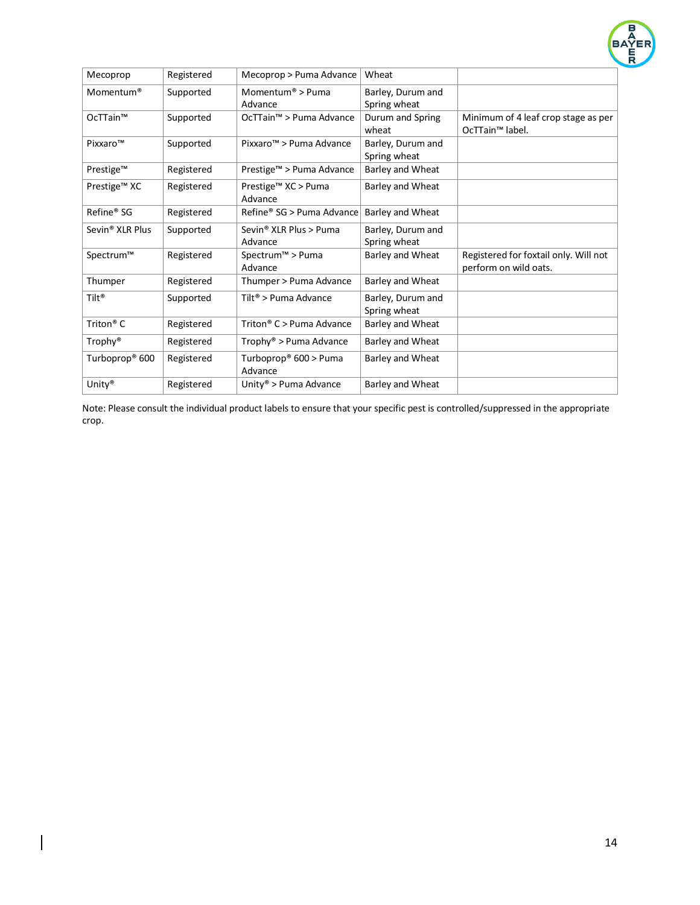| Mecoprop | Registered | Mecoprop > Puma Advance | Wheat | |
|---|---|---|---|---|
| Momentum® | Supported | Momentum® > Puma Advance | Barley, Durum and Spring wheat | |
| OcTTain™ | Supported | OcTTain™ > Puma Advance | Durum and Spring wheat | Minimum of 4 leaf crop stage as per OcTTain™ label. |
| Pixxaro™ | Supported | Pixxaro™ > Puma Advance | Barley, Durum and Spring wheat | |
| Prestige™ | Registered | Prestige™ > Puma Advance | Barley and Wheat | |
| Prestige™ XC | Registered | Prestige™ XC > Puma Advance | Barley and Wheat | |
| Refine® SG | Registered | Refine® SG > Puma Advance | Barley and Wheat | |
| Sevin® XLR Plus | Supported | Sevin® XLR Plus > Puma Advance | Barley, Durum and Spring wheat | |
| Spectrum™ | Registered | Spectrum™ > Puma Advance | Barley and Wheat | Registered for foxtail only. Will not perform on wild oats. |
| Thumper | Registered | Thumper > Puma Advance | Barley and Wheat | |
| Tilt® | Supported | Tilt® > Puma Advance | Barley, Durum and Spring wheat | |
| Triton® C | Registered | Triton® C > Puma Advance | Barley and Wheat | |
| Trophy® | Registered | Trophy® > Puma Advance | Barley and Wheat | |
| Turboprop® 600 | Registered | Turboprop® 600 > Puma Advance | Barley and Wheat | |
| Unity® | Registered | Unity® > Puma Advance | Barley and Wheat | |

Note: Please consult the individual product labels to ensure that your specific pest is controlled/suppressed in the appropriate crop.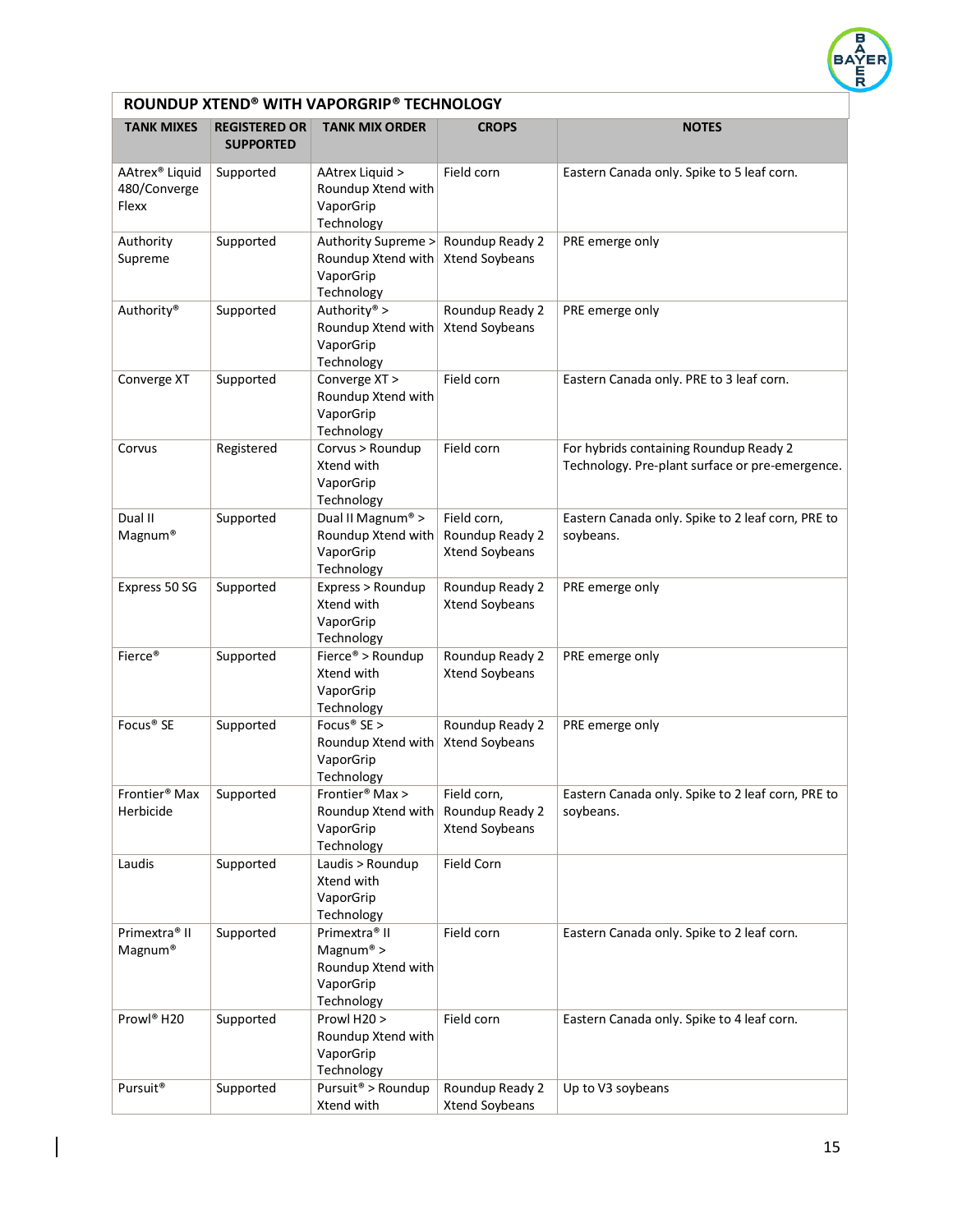## ROUNDUP XTEND® WITH VAPORGRIP® TECHNOLOGY

| TANK MIXES | REGISTERED OR SUPPORTED | TANK MIX ORDER | CROPS | NOTES |
|---|---|---|---|---|
| AAtrex® Liquid 480/Converge Flexx | Supported | AAtrex Liquid > Roundup Xtend with VaporGrip Technology | Field corn | Eastern Canada only. Spike to 5 leaf corn. |
| Authority Supreme | Supported | Authority Supreme > Roundup Xtend with VaporGrip Technology | Roundup Ready 2 Xtend Soybeans | PRE emerge only |
| Authority® | Supported | Authority® > Roundup Xtend with VaporGrip Technology | Roundup Ready 2 Xtend Soybeans | PRE emerge only |
| Converge XT | Supported | Converge XT > Roundup Xtend with VaporGrip Technology | Field corn | Eastern Canada only. PRE to 3 leaf corn. |
| Corvus | Registered | Corvus > Roundup Xtend with VaporGrip Technology | Field corn | For hybrids containing Roundup Ready 2 Technology. Pre-plant surface or pre-emergence. |
| Dual II Magnum® | Supported | Dual II Magnum® > Roundup Xtend with VaporGrip Technology | Field corn, Roundup Ready 2 Xtend Soybeans | Eastern Canada only. Spike to 2 leaf corn, PRE to soybeans. |
| Express 50 SG | Supported | Express > Roundup Xtend with VaporGrip Technology | Roundup Ready 2 Xtend Soybeans | PRE emerge only |
| Fierce® | Supported | Fierce® > Roundup Xtend with VaporGrip Technology | Roundup Ready 2 Xtend Soybeans | PRE emerge only |
| Focus® SE | Supported | Focus® SE > Roundup Xtend with VaporGrip Technology | Roundup Ready 2 Xtend Soybeans | PRE emerge only |
| Frontier® Max Herbicide | Supported | Frontier® Max > Roundup Xtend with VaporGrip Technology | Field corn, Roundup Ready 2 Xtend Soybeans | Eastern Canada only. Spike to 2 leaf corn, PRE to soybeans. |
| Laudis | Supported | Laudis > Roundup Xtend with VaporGrip Technology | Field Corn | |
| Primextra® II Magnum® | Supported | Primextra® II Magnum® > Roundup Xtend with VaporGrip Technology | Field corn | Eastern Canada only. Spike to 2 leaf corn. |
| Prowl® H20 | Supported | Prowl H20 > Roundup Xtend with VaporGrip Technology | Field corn | Eastern Canada only. Spike to 4 leaf corn. |
| Pursuit® | Supported | Pursuit® > Roundup Xtend with | Roundup Ready 2 Xtend Soybeans | Up to V3 soybeans |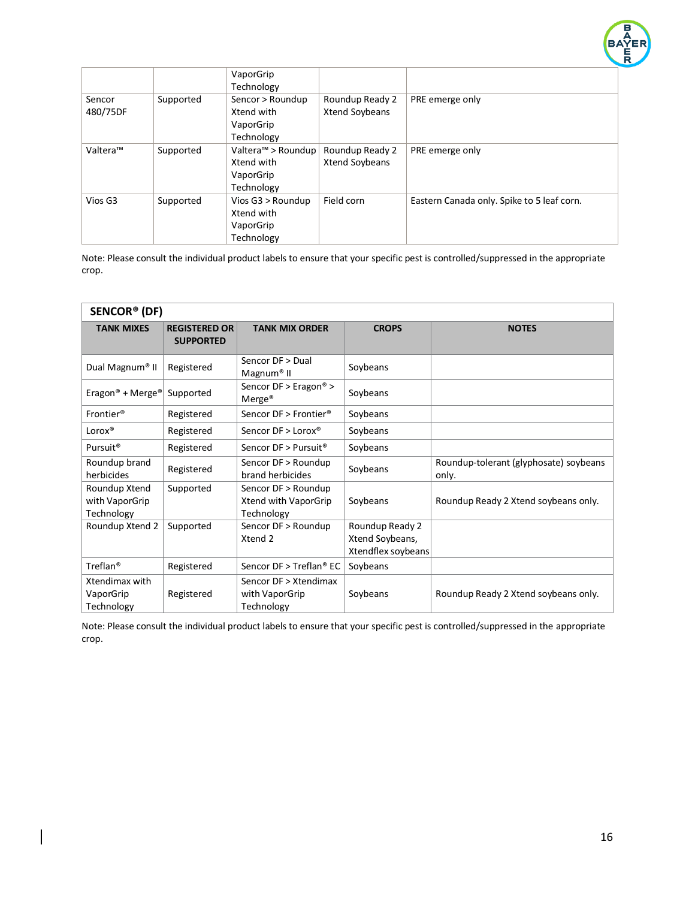| | | VaporGrip Technology | | |
|---|---|---|---|---|
| Sencor 480/75DF | Supported | Sencor > Roundup Xtend with VaporGrip Technology | Roundup Ready 2 Xtend Soybeans | PRE emerge only |
| Valtera™ | Supported | Valtera™ > Roundup Xtend with VaporGrip Technology | Roundup Ready 2 Xtend Soybeans | PRE emerge only |
| Vios G3 | Supported | Vios G3 > Roundup Xtend with VaporGrip Technology | Field corn | Eastern Canada only. Spike to 5 leaf corn. |

Note: Please consult the individual product labels to ensure that your specific pest is controlled/suppressed in the appropriate crop.

| **SENCOR® (DF)** | | | | |
|---|---|---|---|---|
| **TANK MIXES** | **REGISTERED OR SUPPORTED** | **TANK MIX ORDER** | **CROPS** | **NOTES** |
| Dual Magnum® II | Registered | Sencor DF > Dual Magnum® II | Soybeans | |
| Eragon® + Merge® | Supported | Sencor DF > Eragon® > Merge® | Soybeans | |
| Frontier® | Registered | Sencor DF > Frontier® | Soybeans | |
| Lorox® | Registered | Sencor DF > Lorox® | Soybeans | |
| Pursuit® | Registered | Sencor DF > Pursuit® | Soybeans | |
| Roundup brand herbicides | Registered | Sencor DF > Roundup brand herbicides | Soybeans | Roundup-tolerant (glyphosate) soybeans only. |
| Roundup Xtend with VaporGrip Technology | Supported | Sencor DF > Roundup Xtend with VaporGrip Technology | Soybeans | Roundup Ready 2 Xtend soybeans only. |
| Roundup Xtend 2 | Supported | Sencor DF > Roundup Xtend 2 | Roundup Ready 2 Xtend Soybeans, Xtendflex soybeans | |
| Treflan® | Registered | Sencor DF > Treflan® EC | Soybeans | |
| Xtendimax with VaporGrip Technology | Registered | Sencor DF > Xtendimax with VaporGrip Technology | Soybeans | Roundup Ready 2 Xtend soybeans only. |

Note: Please consult the individual product labels to ensure that your specific pest is controlled/suppressed in the appropriate crop.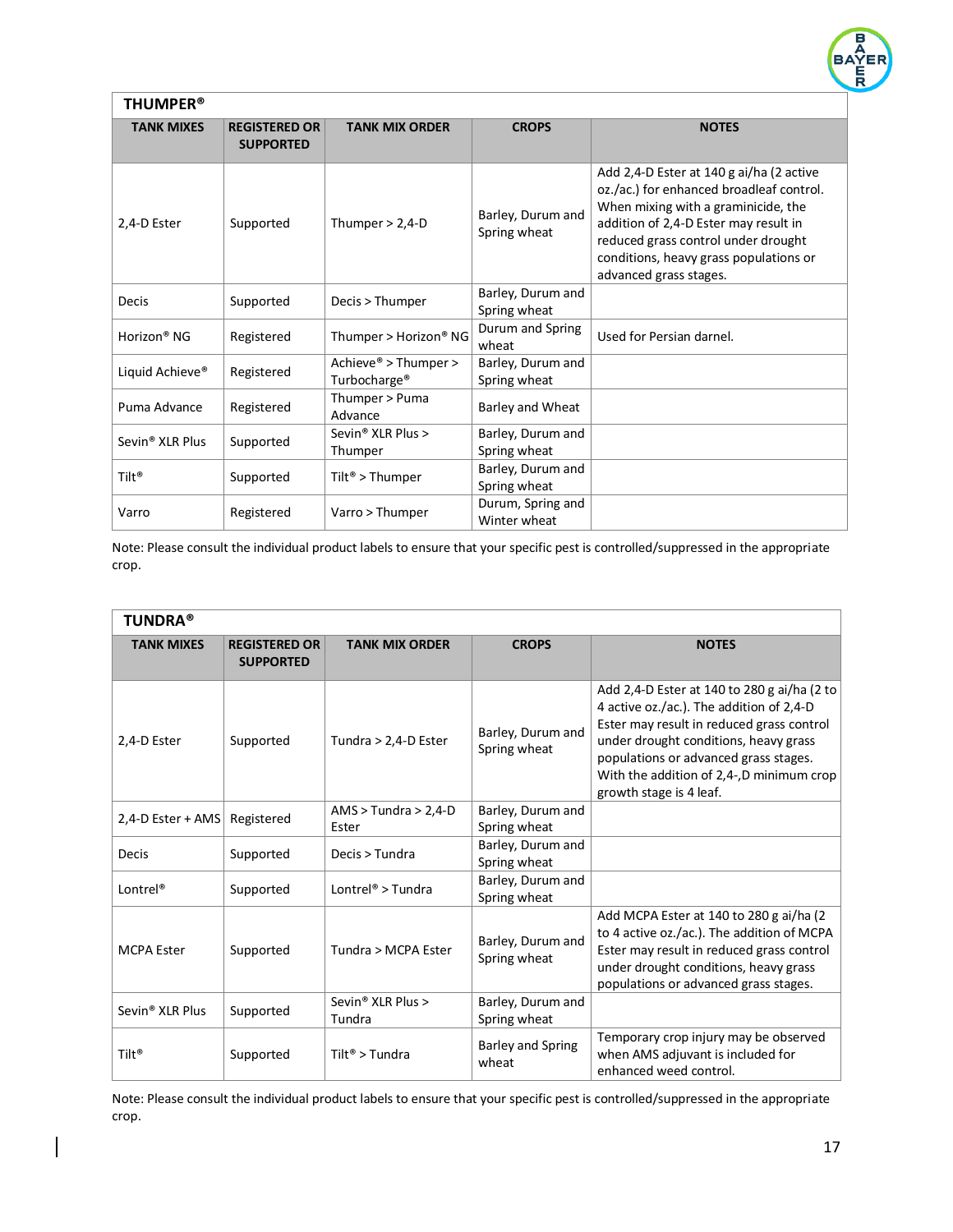## THUMPER®

| TANK MIXES | REGISTERED OR SUPPORTED | TANK MIX ORDER | CROPS | NOTES |
|---|---|---|---|---|
| 2,4-D Ester | Supported | Thumper > 2,4-D | Barley, Durum and Spring wheat | Add 2,4-D Ester at 140 g ai/ha (2 active oz./ac.) for enhanced broadleaf control. When mixing with a graminicide, the addition of 2,4-D Ester may result in reduced grass control under drought conditions, heavy grass populations or advanced grass stages. |
| Decis | Supported | Decis > Thumper | Barley, Durum and Spring wheat | |
| Horizon® NG | Registered | Thumper > Horizon® NG | Durum and Spring wheat | Used for Persian darnel. |
| Liquid Achieve® | Registered | Achieve® > Thumper > Turbocharge® | Barley, Durum and Spring wheat | |
| Puma Advance | Registered | Thumper > Puma Advance | Barley and Wheat | |
| Sevin® XLR Plus | Supported | Sevin® XLR Plus > Thumper | Barley, Durum and Spring wheat | |
| Tilt® | Supported | Tilt® > Thumper | Barley, Durum and Spring wheat | |
| Varro | Registered | Varro > Thumper | Durum, Spring and Winter wheat | |

Note: Please consult the individual product labels to ensure that your specific pest is controlled/suppressed in the appropriate crop.

## TUNDRA®

| TANK MIXES | REGISTERED OR SUPPORTED | TANK MIX ORDER | CROPS | NOTES |
|---|---|---|---|---|
| 2,4-D Ester | Supported | Tundra > 2,4-D Ester | Barley, Durum and Spring wheat | Add 2,4-D Ester at 140 to 280 g ai/ha (2 to 4 active oz./ac.). The addition of 2,4-D Ester may result in reduced grass control under drought conditions, heavy grass populations or advanced grass stages. With the addition of 2,4-,D minimum crop growth stage is 4 leaf. |
| 2,4-D Ester + AMS | Registered | AMS > Tundra > 2,4-D Ester | Barley, Durum and Spring wheat | |
| Decis | Supported | Decis > Tundra | Barley, Durum and Spring wheat | |
| Lontrel® | Supported | Lontrel® > Tundra | Barley, Durum and Spring wheat | |
| MCPA Ester | Supported | Tundra > MCPA Ester | Barley, Durum and Spring wheat | Add MCPA Ester at 140 to 280 g ai/ha (2 to 4 active oz./ac.). The addition of MCPA Ester may result in reduced grass control under drought conditions, heavy grass populations or advanced grass stages. |
| Sevin® XLR Plus | Supported | Sevin® XLR Plus > Tundra | Barley, Durum and Spring wheat | |
| Tilt® | Supported | Tilt® > Tundra | Barley and Spring wheat | Temporary crop injury may be observed when AMS adjuvant is included for enhanced weed control. |

Note: Please consult the individual product labels to ensure that your specific pest is controlled/suppressed in the appropriate crop.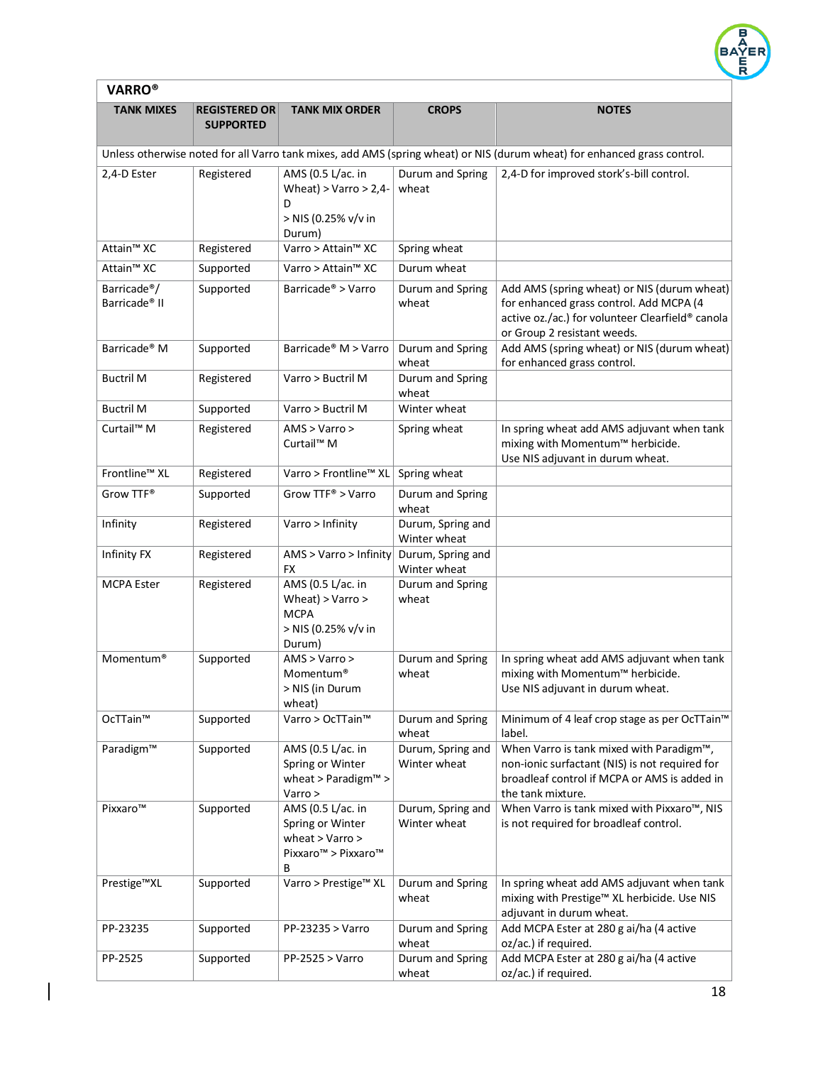## VARRO®

| TANK MIXES | REGISTERED OR SUPPORTED | TANK MIX ORDER | CROPS | NOTES |
|---|---|---|---|---|
| Unless otherwise noted for all Varro tank mixes, add AMS (spring wheat) or NIS (durum wheat) for enhanced grass control. | | | | |
| 2,4-D Ester | Registered | AMS (0.5 L/ac. in Wheat) > Varro > 2,4-D > NIS (0.25% v/v in Durum) | Durum and Spring wheat | 2,4-D for improved stork's-bill control. |
| Attain™ XC | Registered | Varro > Attain™ XC | Spring wheat | |
| Attain™ XC | Supported | Varro > Attain™ XC | Durum wheat | |
| Barricade®/ Barricade® II | Supported | Barricade® > Varro | Durum and Spring wheat | Add AMS (spring wheat) or NIS (durum wheat) for enhanced grass control. Add MCPA (4 active oz./ac.) for volunteer Clearfield® canola or Group 2 resistant weeds. |
| Barricade® M | Supported | Barricade® M > Varro | Durum and Spring wheat | Add AMS (spring wheat) or NIS (durum wheat) for enhanced grass control. |
| Buctril M | Registered | Varro > Buctril M | Durum and Spring wheat | |
| Buctril M | Supported | Varro > Buctril M | Winter wheat | |
| Curtail™ M | Registered | AMS > Varro > Curtail™ M | Spring wheat | In spring wheat add AMS adjuvant when tank mixing with Momentum™ herbicide. Use NIS adjuvant in durum wheat. |
| Frontline™ XL | Registered | Varro > Frontline™ XL | Spring wheat | |
| Grow TTF® | Supported | Grow TTF® > Varro | Durum and Spring wheat | |
| Infinity | Registered | Varro > Infinity | Durum, Spring and Winter wheat | |
| Infinity FX | Registered | AMS > Varro > Infinity FX | Durum, Spring and Winter wheat | |
| MCPA Ester | Registered | AMS (0.5 L/ac. in Wheat) > Varro > MCPA > NIS (0.25% v/v in Durum) | Durum and Spring wheat | |
| Momentum® | Supported | AMS > Varro > Momentum® > NIS (in Durum wheat) | Durum and Spring wheat | In spring wheat add AMS adjuvant when tank mixing with Momentum™ herbicide. Use NIS adjuvant in durum wheat. |
| OcTTain™ | Supported | Varro > OcTTain™ | Durum and Spring wheat | Minimum of 4 leaf crop stage as per OcTTain™ label. |
| Paradigm™ | Supported | AMS (0.5 L/ac. in Spring or Winter wheat > Paradigm™ > Varro > | Durum, Spring and Winter wheat | When Varro is tank mixed with Paradigm™, non-ionic surfactant (NIS) is not required for broadleaf control if MCPA or AMS is added in the tank mixture. |
| Pixxaro™ | Supported | AMS (0.5 L/ac. in Spring or Winter wheat > Varro > Pixxaro™ > Pixxaro™ B | Durum, Spring and Winter wheat | When Varro is tank mixed with Pixxaro™, NIS is not required for broadleaf control. |
| Prestige™XL | Supported | Varro > Prestige™ XL | Durum and Spring wheat | In spring wheat add AMS adjuvant when tank mixing with Prestige™ XL herbicide. Use NIS adjuvant in durum wheat. |
| PP-23235 | Supported | PP-23235 > Varro | Durum and Spring wheat | Add MCPA Ester at 280 g ai/ha (4 active oz/ac.) if required. |
| PP-2525 | Supported | PP-2525 > Varro | Durum and Spring wheat | Add MCPA Ester at 280 g ai/ha (4 active oz/ac.) if required. |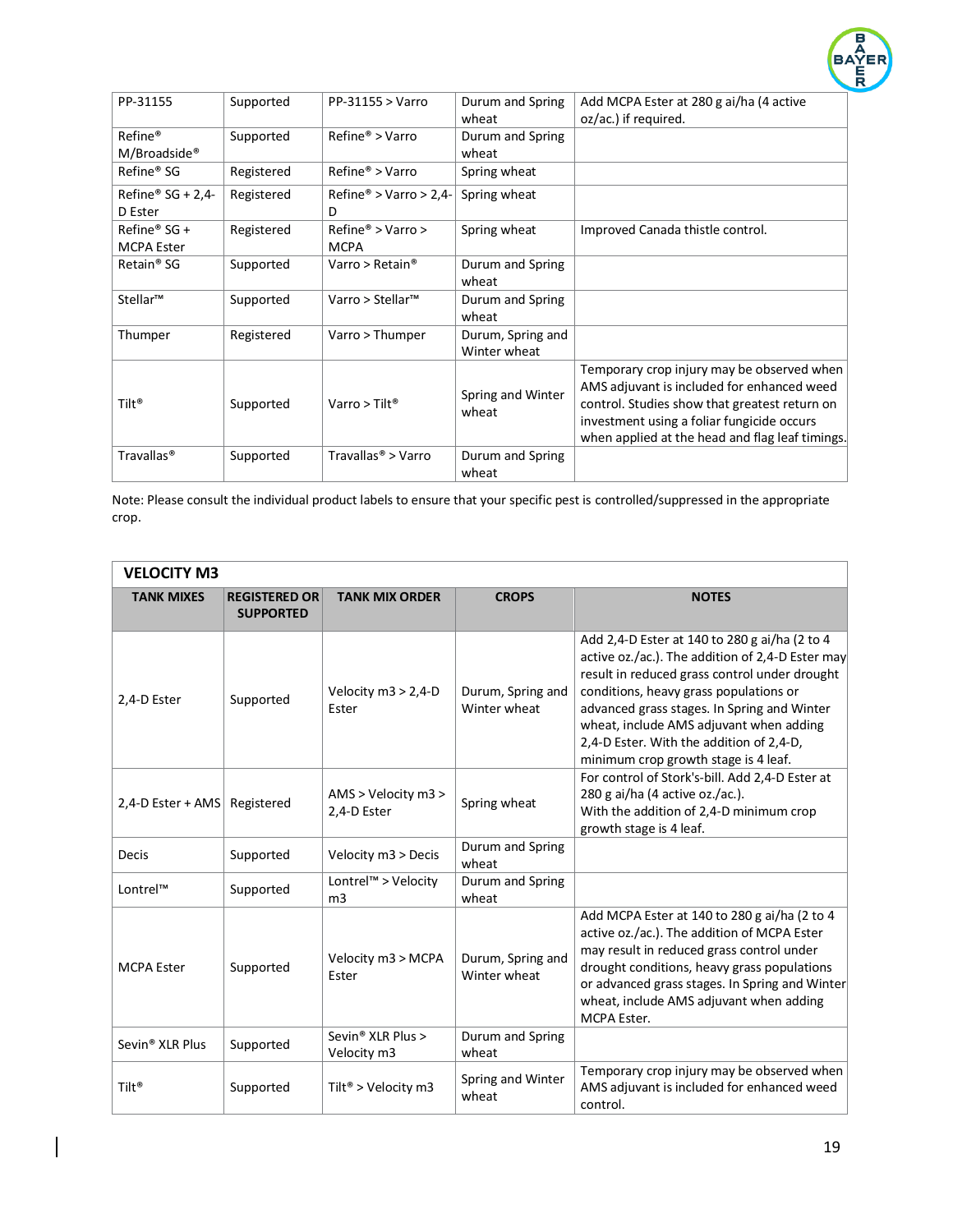| | | | | |
|---|---|---|---|---|
| PP-31155 | Supported | PP-31155 > Varro | Durum and Spring wheat | Add MCPA Ester at 280 g ai/ha (4 active oz/ac.) if required. |
| Refine® M/Broadside® | Supported | Refine® > Varro | Durum and Spring wheat | |
| Refine® SG | Registered | Refine® > Varro | Spring wheat | |
| Refine® SG + 2,4-D Ester | Registered | Refine® > Varro > 2,4-D | Spring wheat | |
| Refine® SG + MCPA Ester | Registered | Refine® > Varro > MCPA | Spring wheat | Improved Canada thistle control. |
| Retain® SG | Supported | Varro > Retain® | Durum and Spring wheat | |
| Stellar™ | Supported | Varro > Stellar™ | Durum and Spring wheat | |
| Thumper | Registered | Varro > Thumper | Durum, Spring and Winter wheat | |
| Tilt® | Supported | Varro > Tilt® | Spring and Winter wheat | Temporary crop injury may be observed when AMS adjuvant is included for enhanced weed control. Studies show that greatest return on investment using a foliar fungicide occurs when applied at the head and flag leaf timings. |
| Travallas® | Supported | Travallas® > Varro | Durum and Spring wheat | |

Note: Please consult the individual product labels to ensure that your specific pest is controlled/suppressed in the appropriate crop.

| VELOCITY M3 | | | | |
|---|---|---|---|---|
| **TANK MIXES** | **REGISTERED OR SUPPORTED** | **TANK MIX ORDER** | **CROPS** | **NOTES** |
| 2,4-D Ester | Supported | Velocity m3 > 2,4-D Ester | Durum, Spring and Winter wheat | Add 2,4-D Ester at 140 to 280 g ai/ha (2 to 4 active oz./ac.). The addition of 2,4-D Ester may result in reduced grass control under drought conditions, heavy grass populations or advanced grass stages. In Spring and Winter wheat, include AMS adjuvant when adding 2,4-D Ester. With the addition of 2,4-D, minimum crop growth stage is 4 leaf. |
| 2,4-D Ester + AMS | Registered | AMS > Velocity m3 > 2,4-D Ester | Spring wheat | For control of Stork's-bill. Add 2,4-D Ester at 280 g ai/ha (4 active oz./ac.). With the addition of 2,4-D minimum crop growth stage is 4 leaf. |
| Decis | Supported | Velocity m3 > Decis | Durum and Spring wheat | |
| Lontrel™ | Supported | Lontrel™ > Velocity m3 | Durum and Spring wheat | |
| MCPA Ester | Supported | Velocity m3 > MCPA Ester | Durum, Spring and Winter wheat | Add MCPA Ester at 140 to 280 g ai/ha (2 to 4 active oz./ac.). The addition of MCPA Ester may result in reduced grass control under drought conditions, heavy grass populations or advanced grass stages. In Spring and Winter wheat, include AMS adjuvant when adding MCPA Ester. |
| Sevin® XLR Plus | Supported | Sevin® XLR Plus > Velocity m3 | Durum and Spring wheat | |
| Tilt® | Supported | Tilt® > Velocity m3 | Spring and Winter wheat | Temporary crop injury may be observed when AMS adjuvant is included for enhanced weed control. |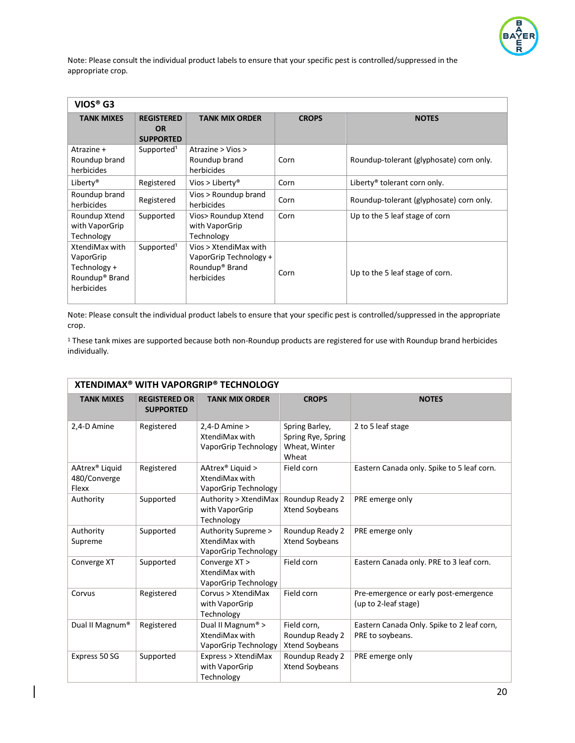Note: Please consult the individual product labels to ensure that your specific pest is controlled/suppressed in the appropriate crop.

| VIOS® G3 | | | | |
|---|---|---|---|---|
| **TANK MIXES** | **REGISTERED OR SUPPORTED** | **TANK MIX ORDER** | **CROPS** | **NOTES** |
| Atrazine + Roundup brand herbicides | Supported[1] | Atrazine > Vios > Roundup brand herbicides | Corn | Roundup-tolerant (glyphosate) corn only. |
| Liberty® | Registered | Vios > Liberty® | Corn | Liberty® tolerant corn only. |
| Roundup brand herbicides | Registered | Vios > Roundup brand herbicides | Corn | Roundup-tolerant (glyphosate) corn only. |
| Roundup Xtend with VaporGrip Technology | Supported | Vios> Roundup Xtend with VaporGrip Technology | Corn | Up to the 5 leaf stage of corn |
| XtendiMax with VaporGrip Technology + Roundup® Brand herbicides | Supported[1] | Vios > XtendiMax with VaporGrip Technology + Roundup® Brand herbicides | Corn | Up to the 5 leaf stage of corn. |

Note: Please consult the individual product labels to ensure that your specific pest is controlled/suppressed in the appropriate crop.

[1] These tank mixes are supported because both non-Roundup products are registered for use with Roundup brand herbicides individually.

| XTENDIMAX® WITH VAPORGRIP® TECHNOLOGY | | | | |
|---|---|---|---|---|
| **TANK MIXES** | **REGISTERED OR SUPPORTED** | **TANK MIX ORDER** | **CROPS** | **NOTES** |
| 2,4-D Amine | Registered | 2,4-D Amine > XtendiMax with VaporGrip Technology | Spring Barley, Spring Rye, Spring Wheat, Winter Wheat | 2 to 5 leaf stage |
| AAtrex® Liquid 480/Converge Flexx | Registered | AAtrex® Liquid > XtendiMax with VaporGrip Technology | Field corn | Eastern Canada only. Spike to 5 leaf corn. |
| Authority | Supported | Authority > XtendiMax with VaporGrip Technology | Roundup Ready 2 Xtend Soybeans | PRE emerge only |
| Authority Supreme | Supported | Authority Supreme > XtendiMax with VaporGrip Technology | Roundup Ready 2 Xtend Soybeans | PRE emerge only |
| Converge XT | Supported | Converge XT > XtendiMax with VaporGrip Technology | Field corn | Eastern Canada only. PRE to 3 leaf corn. |
| Corvus | Registered | Corvus > XtendiMax with VaporGrip Technology | Field corn | Pre-emergence or early post-emergence (up to 2-leaf stage) |
| Dual II Magnum® | Registered | Dual II Magnum® > XtendiMax with VaporGrip Technology | Field corn, Roundup Ready 2 Xtend Soybeans | Eastern Canada Only. Spike to 2 leaf corn, PRE to soybeans. |
| Express 50 SG | Supported | Express > XtendiMax with VaporGrip Technology | Roundup Ready 2 Xtend Soybeans | PRE emerge only |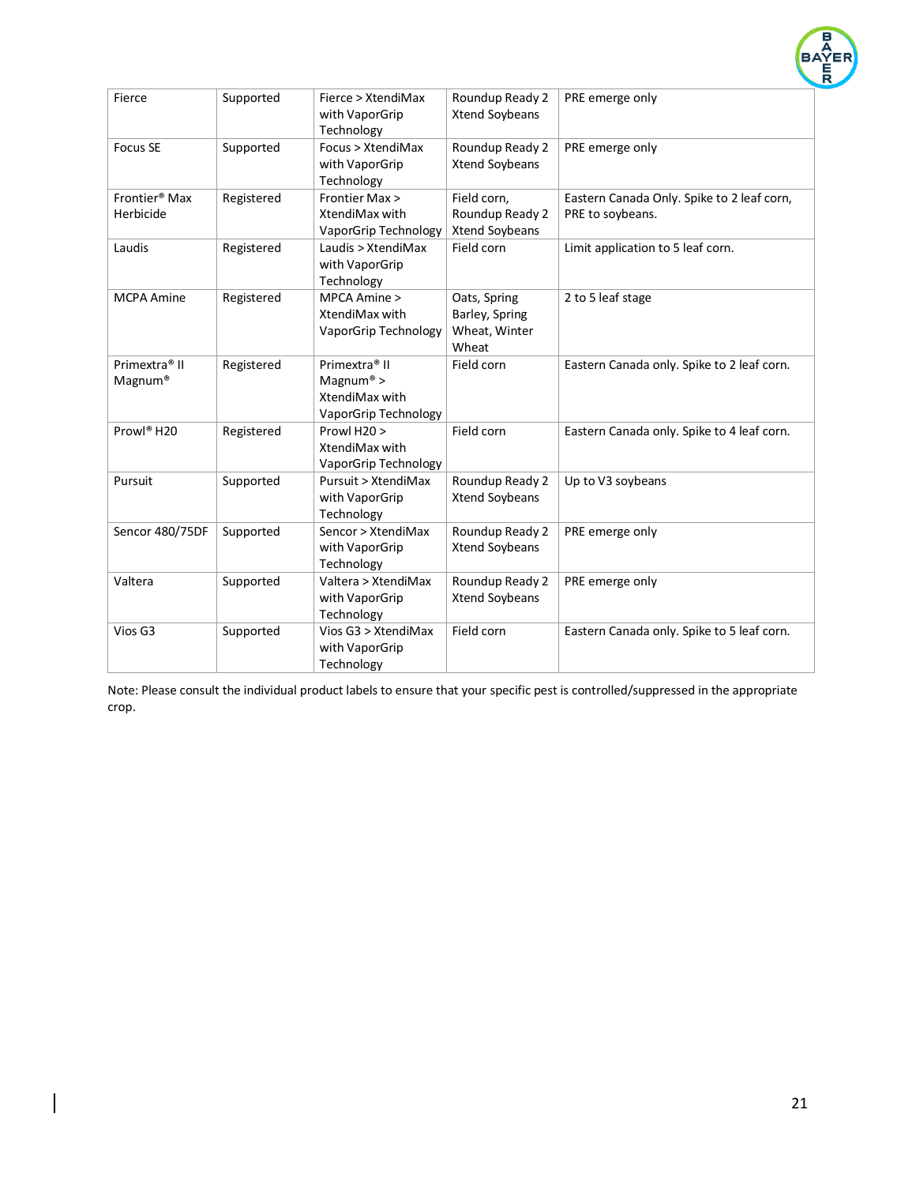| | | | | |
|---|---|---|---|---|
| Fierce | Supported | Fierce > XtendiMax with VaporGrip Technology | Roundup Ready 2 Xtend Soybeans | PRE emerge only |
| Focus SE | Supported | Focus > XtendiMax with VaporGrip Technology | Roundup Ready 2 Xtend Soybeans | PRE emerge only |
| Frontier® Max Herbicide | Registered | Frontier Max > XtendiMax with VaporGrip Technology | Field corn, Roundup Ready 2 Xtend Soybeans | Eastern Canada Only. Spike to 2 leaf corn, PRE to soybeans. |
| Laudis | Registered | Laudis > XtendiMax with VaporGrip Technology | Field corn | Limit application to 5 leaf corn. |
| MCPA Amine | Registered | MPCA Amine > XtendiMax with VaporGrip Technology | Oats, Spring Barley, Spring Wheat, Winter Wheat | 2 to 5 leaf stage |
| Primextra® II Magnum® | Registered | Primextra® II Magnum® > XtendiMax with VaporGrip Technology | Field corn | Eastern Canada only. Spike to 2 leaf corn. |
| Prowl® H20 | Registered | Prowl H20 > XtendiMax with VaporGrip Technology | Field corn | Eastern Canada only. Spike to 4 leaf corn. |
| Pursuit | Supported | Pursuit > XtendiMax with VaporGrip Technology | Roundup Ready 2 Xtend Soybeans | Up to V3 soybeans |
| Sencor 480/75DF | Supported | Sencor > XtendiMax with VaporGrip Technology | Roundup Ready 2 Xtend Soybeans | PRE emerge only |
| Valtera | Supported | Valtera > XtendiMax with VaporGrip Technology | Roundup Ready 2 Xtend Soybeans | PRE emerge only |
| Vios G3 | Supported | Vios G3 > XtendiMax with VaporGrip Technology | Field corn | Eastern Canada only. Spike to 5 leaf corn. |

Note: Please consult the individual product labels to ensure that your specific pest is controlled/suppressed in the appropriate crop.